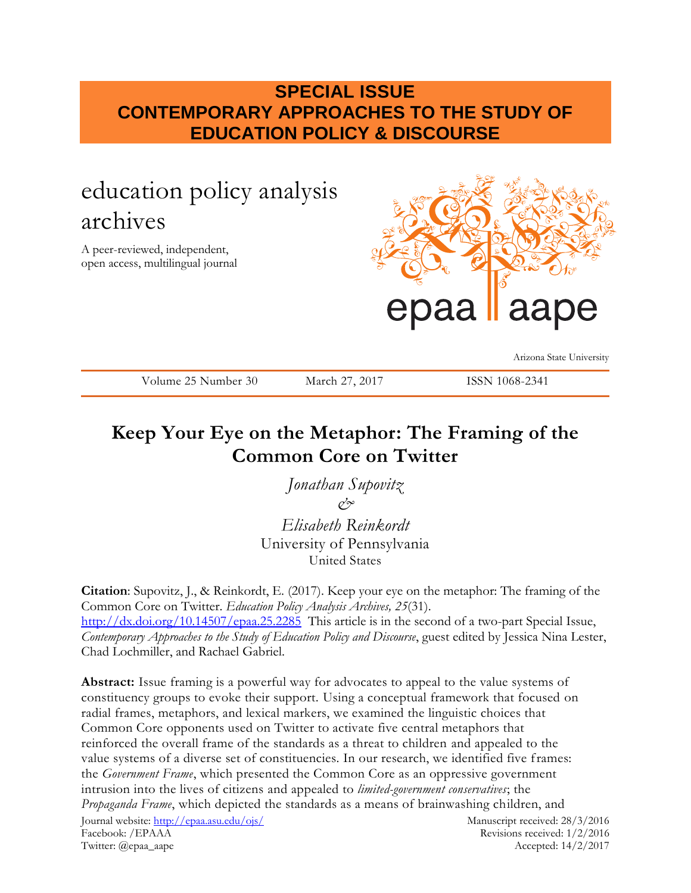**SPECIAL ISSUE**
**CONTEMPORARY APPROACHES TO THE STUDY OF EDUCATION POLICY & DISCOURSE**

education policy analysis archives

A peer-reviewed, independent, open access, multilingual journal

epaa aape

Arizona State University

Volume 25 Number 30 | March 27, 2017 | ISSN 1068-2341

# Keep Your Eye on the Metaphor: The Framing of the Common Core on Twitter

*Jonathan Supovitz*
*&*
*Elisabeth Reinkordt*
University of Pennsylvania
United States

**Citation**: Supovitz, J., & Reinkordt, E. (2017). Keep your eye on the metaphor: The framing of the Common Core on Twitter. *Education Policy Analysis Archives, 25*(31). http://dx.doi.org/10.14507/epaa.25.2285 This article is in the second of a two-part Special Issue, *Contemporary Approaches to the Study of Education Policy and Discourse*, guest edited by Jessica Nina Lester, Chad Lochmiller, and Rachael Gabriel.

**Abstract:** Issue framing is a powerful way for advocates to appeal to the value systems of constituency groups to evoke their support. Using a conceptual framework that focused on radial frames, metaphors, and lexical markers, we examined the linguistic choices that Common Core opponents used on Twitter to activate five central metaphors that reinforced the overall frame of the standards as a threat to children and appealed to the value systems of a diverse set of constituencies. In our research, we identified five frames: the *Government Frame*, which presented the Common Core as an oppressive government intrusion into the lives of citizens and appealed to *limited-government conservatives*; the *Propaganda Frame*, which depicted the standards as a means of brainwashing children, and

Journal website: http://epaa.asu.edu/ojs/
Facebook: /EPAAA
Twitter: @epaa_aape

Manuscript received: 28/3/2016
Revisions received: 1/2/2016
Accepted: 14/2/2017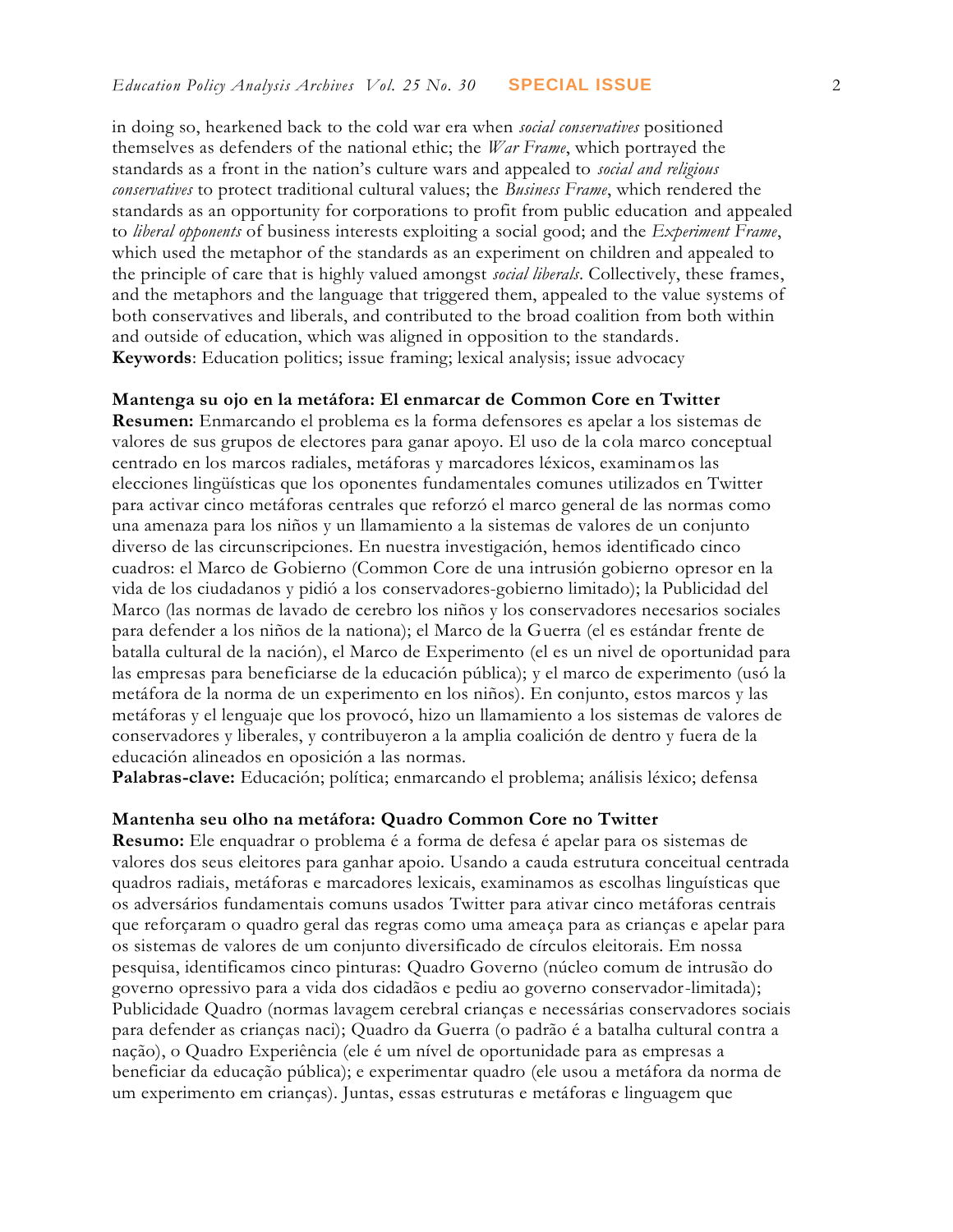in doing so, hearkened back to the cold war era when *social conservatives* positioned themselves as defenders of the national ethic; the *War Frame*, which portrayed the standards as a front in the nation's culture wars and appealed to *social and religious conservatives* to protect traditional cultural values; the *Business Frame*, which rendered the standards as an opportunity for corporations to profit from public education and appealed to *liberal opponents* of business interests exploiting a social good; and the *Experiment Frame*, which used the metaphor of the standards as an experiment on children and appealed to the principle of care that is highly valued amongst *social liberals*. Collectively, these frames, and the metaphors and the language that triggered them, appealed to the value systems of both conservatives and liberals, and contributed to the broad coalition from both within and outside of education, which was aligned in opposition to the standards.
**Keywords**: Education politics; issue framing; lexical analysis; issue advocacy

**Mantenga su ojo en la metáfora: El enmarcar de Common Core en Twitter**
**Resumen:** Enmarcando el problema es la forma defensores es apelar a los sistemas de valores de sus grupos de electores para ganar apoyo. El uso de la cola marco conceptual centrado en los marcos radiales, metáforas y marcadores léxicos, examinamos las elecciones lingüísticas que los oponentes fundamentales comunes utilizados en Twitter para activar cinco metáforas centrales que reforzó el marco general de las normas como una amenaza para los niños y un llamamiento a la sistemas de valores de un conjunto diverso de las circunscripciones. En nuestra investigación, hemos identificado cinco cuadros: el Marco de Gobierno (Common Core de una intrusión gobierno opresor en la vida de los ciudadanos y pidió a los conservadores-gobierno limitado); la Publicidad del Marco (las normas de lavado de cerebro los niños y los conservadores necesarios sociales para defender a los niños de la nationa); el Marco de la Guerra (el es estándar frente de batalla cultural de la nación), el Marco de Experimento (el es un nivel de oportunidad para las empresas para beneficiarse de la educación pública); y el marco de experimento (usó la metáfora de la norma de un experimento en los niños). En conjunto, estos marcos y las metáforas y el lenguaje que los provocó, hizo un llamamiento a los sistemas de valores de conservadores y liberales, y contribuyeron a la amplia coalición de dentro y fuera de la educación alineados en oposición a las normas.
**Palabras-clave:** Educación; política; enmarcando el problema; análisis léxico; defensa

**Mantenha seu olho na metáfora: Quadro Common Core no Twitter**
**Resumo:** Ele enquadrar o problema é a forma de defesa é apelar para os sistemas de valores dos seus eleitores para ganhar apoio. Usando a cauda estrutura conceitual centrada quadros radiais, metáforas e marcadores lexicais, examinamos as escolhas linguísticas que os adversários fundamentais comuns usados Twitter para ativar cinco metáforas centrais que reforçaram o quadro geral das regras como uma ameaça para as crianças e apelar para os sistemas de valores de um conjunto diversificado de círculos eleitorais. Em nossa pesquisa, identificamos cinco pinturas: Quadro Governo (núcleo comum de intrusão do governo opressivo para a vida dos cidadãos e pediu ao governo conservador-limitada); Publicidade Quadro (normas lavagem cerebral crianças e necessárias conservadores sociais para defender as crianças naci); Quadro da Guerra (o padrão é a batalha cultural contra a nação), o Quadro Experiência (ele é um nível de oportunidade para as empresas a beneficiar da educação pública); e experimentar quadro (ele usou a metáfora da norma de um experimento em crianças). Juntas, essas estruturas e metáforas e linguagem que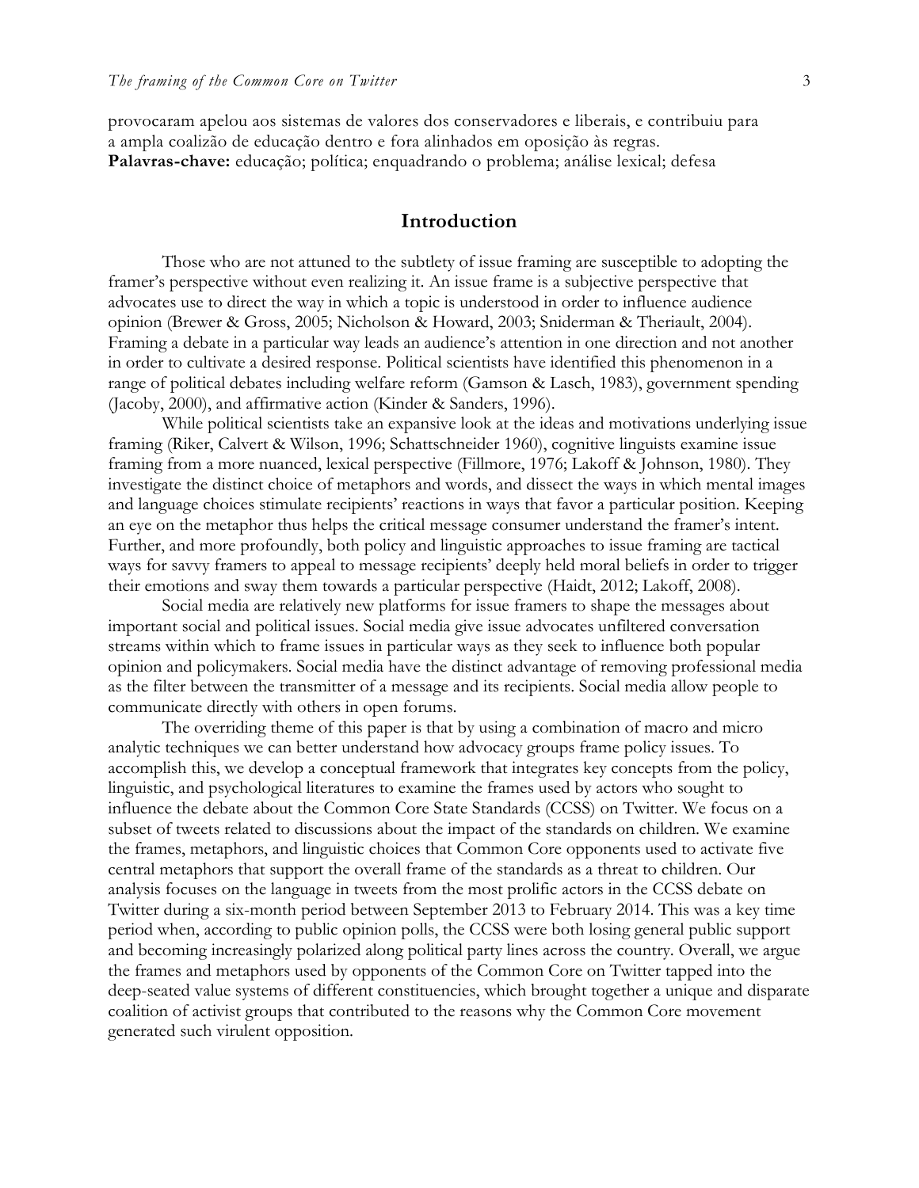provocaram apelou aos sistemas de valores dos conservadores e liberais, e contribuiu para a ampla coalizão de educação dentro e fora alinhados em oposição às regras.
**Palavras-chave:** educação; política; enquadrando o problema; análise lexical; defesa

## Introduction

Those who are not attuned to the subtlety of issue framing are susceptible to adopting the framer's perspective without even realizing it. An issue frame is a subjective perspective that advocates use to direct the way in which a topic is understood in order to influence audience opinion (Brewer & Gross, 2005; Nicholson & Howard, 2003; Sniderman & Theriault, 2004). Framing a debate in a particular way leads an audience's attention in one direction and not another in order to cultivate a desired response. Political scientists have identified this phenomenon in a range of political debates including welfare reform (Gamson & Lasch, 1983), government spending (Jacoby, 2000), and affirmative action (Kinder & Sanders, 1996).

While political scientists take an expansive look at the ideas and motivations underlying issue framing (Riker, Calvert & Wilson, 1996; Schattschneider 1960), cognitive linguists examine issue framing from a more nuanced, lexical perspective (Fillmore, 1976; Lakoff & Johnson, 1980). They investigate the distinct choice of metaphors and words, and dissect the ways in which mental images and language choices stimulate recipients' reactions in ways that favor a particular position. Keeping an eye on the metaphor thus helps the critical message consumer understand the framer's intent. Further, and more profoundly, both policy and linguistic approaches to issue framing are tactical ways for savvy framers to appeal to message recipients' deeply held moral beliefs in order to trigger their emotions and sway them towards a particular perspective (Haidt, 2012; Lakoff, 2008).

Social media are relatively new platforms for issue framers to shape the messages about important social and political issues. Social media give issue advocates unfiltered conversation streams within which to frame issues in particular ways as they seek to influence both popular opinion and policymakers. Social media have the distinct advantage of removing professional media as the filter between the transmitter of a message and its recipients. Social media allow people to communicate directly with others in open forums.

The overriding theme of this paper is that by using a combination of macro and micro analytic techniques we can better understand how advocacy groups frame policy issues. To accomplish this, we develop a conceptual framework that integrates key concepts from the policy, linguistic, and psychological literatures to examine the frames used by actors who sought to influence the debate about the Common Core State Standards (CCSS) on Twitter. We focus on a subset of tweets related to discussions about the impact of the standards on children. We examine the frames, metaphors, and linguistic choices that Common Core opponents used to activate five central metaphors that support the overall frame of the standards as a threat to children. Our analysis focuses on the language in tweets from the most prolific actors in the CCSS debate on Twitter during a six-month period between September 2013 to February 2014. This was a key time period when, according to public opinion polls, the CCSS were both losing general public support and becoming increasingly polarized along political party lines across the country. Overall, we argue the frames and metaphors used by opponents of the Common Core on Twitter tapped into the deep-seated value systems of different constituencies, which brought together a unique and disparate coalition of activist groups that contributed to the reasons why the Common Core movement generated such virulent opposition.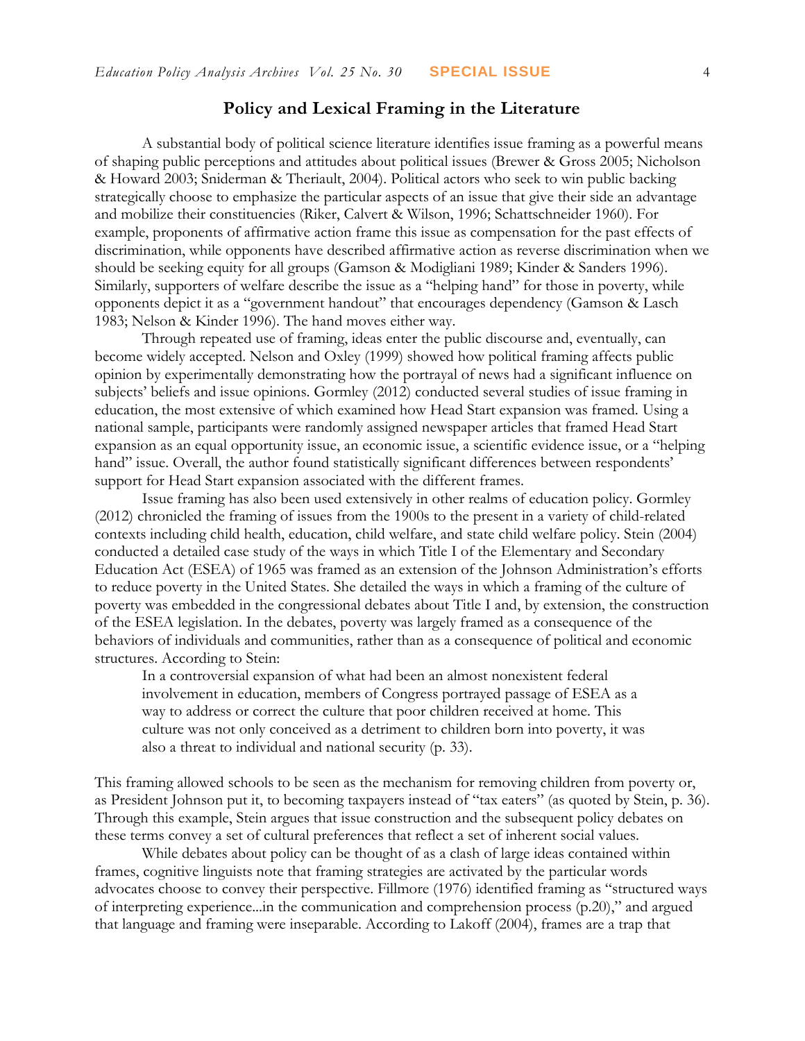## Policy and Lexical Framing in the Literature

A substantial body of political science literature identifies issue framing as a powerful means of shaping public perceptions and attitudes about political issues (Brewer & Gross 2005; Nicholson & Howard 2003; Sniderman & Theriault, 2004). Political actors who seek to win public backing strategically choose to emphasize the particular aspects of an issue that give their side an advantage and mobilize their constituencies (Riker, Calvert & Wilson, 1996; Schattschneider 1960). For example, proponents of affirmative action frame this issue as compensation for the past effects of discrimination, while opponents have described affirmative action as reverse discrimination when we should be seeking equity for all groups (Gamson & Modigliani 1989; Kinder & Sanders 1996). Similarly, supporters of welfare describe the issue as a "helping hand" for those in poverty, while opponents depict it as a "government handout" that encourages dependency (Gamson & Lasch 1983; Nelson & Kinder 1996). The hand moves either way.

Through repeated use of framing, ideas enter the public discourse and, eventually, can become widely accepted. Nelson and Oxley (1999) showed how political framing affects public opinion by experimentally demonstrating how the portrayal of news had a significant influence on subjects' beliefs and issue opinions. Gormley (2012) conducted several studies of issue framing in education, the most extensive of which examined how Head Start expansion was framed. Using a national sample, participants were randomly assigned newspaper articles that framed Head Start expansion as an equal opportunity issue, an economic issue, a scientific evidence issue, or a "helping hand" issue. Overall, the author found statistically significant differences between respondents' support for Head Start expansion associated with the different frames.

Issue framing has also been used extensively in other realms of education policy. Gormley (2012) chronicled the framing of issues from the 1900s to the present in a variety of child-related contexts including child health, education, child welfare, and state child welfare policy. Stein (2004) conducted a detailed case study of the ways in which Title I of the Elementary and Secondary Education Act (ESEA) of 1965 was framed as an extension of the Johnson Administration's efforts to reduce poverty in the United States. She detailed the ways in which a framing of the culture of poverty was embedded in the congressional debates about Title I and, by extension, the construction of the ESEA legislation. In the debates, poverty was largely framed as a consequence of the behaviors of individuals and communities, rather than as a consequence of political and economic structures. According to Stein:

> In a controversial expansion of what had been an almost nonexistent federal involvement in education, members of Congress portrayed passage of ESEA as a way to address or correct the culture that poor children received at home. This culture was not only conceived as a detriment to children born into poverty, it was also a threat to individual and national security (p. 33).

This framing allowed schools to be seen as the mechanism for removing children from poverty or, as President Johnson put it, to becoming taxpayers instead of "tax eaters" (as quoted by Stein, p. 36). Through this example, Stein argues that issue construction and the subsequent policy debates on these terms convey a set of cultural preferences that reflect a set of inherent social values.

While debates about policy can be thought of as a clash of large ideas contained within frames, cognitive linguists note that framing strategies are activated by the particular words advocates choose to convey their perspective. Fillmore (1976) identified framing as "structured ways of interpreting experience...in the communication and comprehension process (p.20)," and argued that language and framing were inseparable. According to Lakoff (2004), frames are a trap that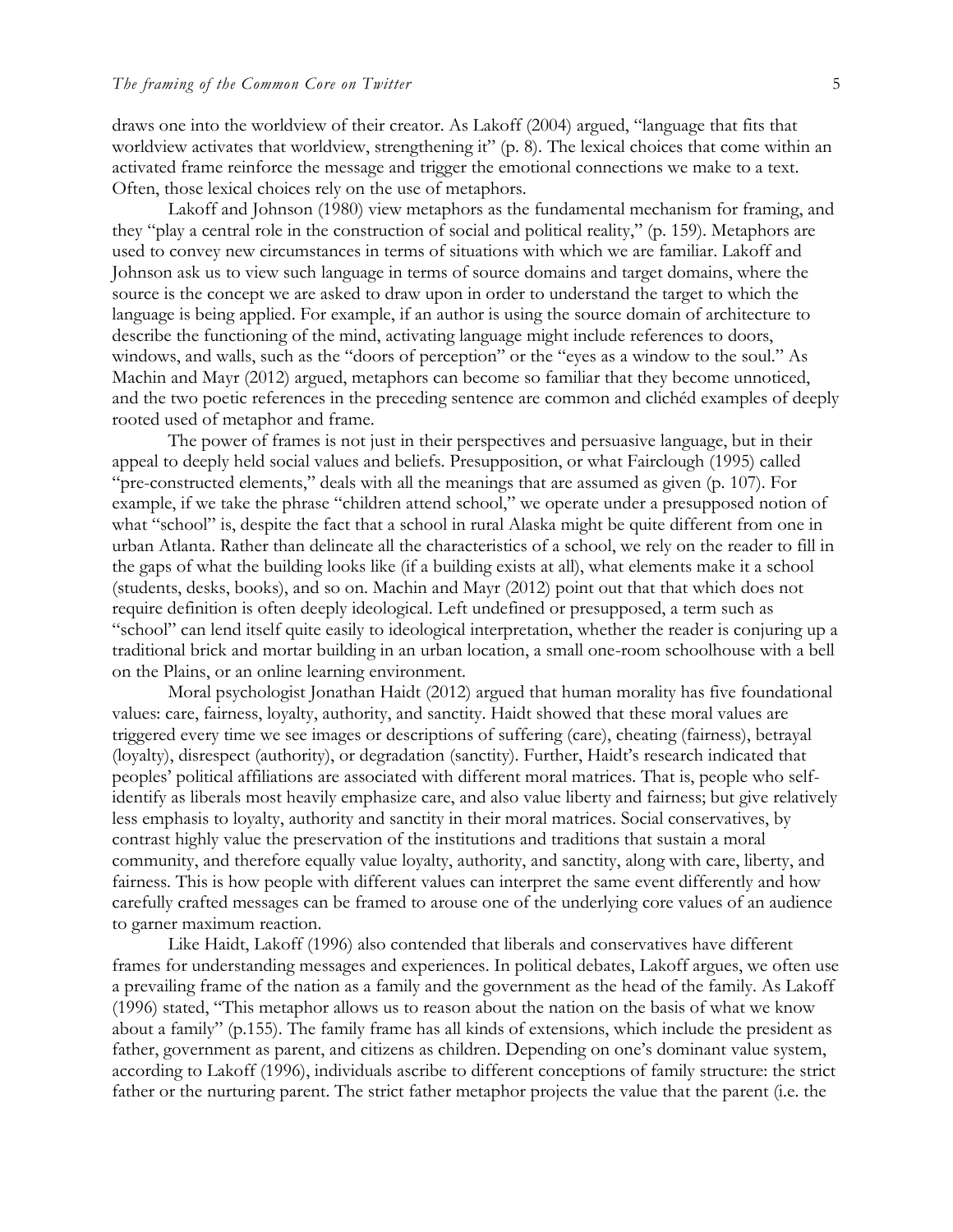draws one into the worldview of their creator. As Lakoff (2004) argued, "language that fits that worldview activates that worldview, strengthening it" (p. 8). The lexical choices that come within an activated frame reinforce the message and trigger the emotional connections we make to a text. Often, those lexical choices rely on the use of metaphors.

Lakoff and Johnson (1980) view metaphors as the fundamental mechanism for framing, and they "play a central role in the construction of social and political reality," (p. 159). Metaphors are used to convey new circumstances in terms of situations with which we are familiar. Lakoff and Johnson ask us to view such language in terms of source domains and target domains, where the source is the concept we are asked to draw upon in order to understand the target to which the language is being applied. For example, if an author is using the source domain of architecture to describe the functioning of the mind, activating language might include references to doors, windows, and walls, such as the "doors of perception" or the "eyes as a window to the soul." As Machin and Mayr (2012) argued, metaphors can become so familiar that they become unnoticed, and the two poetic references in the preceding sentence are common and clichéd examples of deeply rooted used of metaphor and frame.

The power of frames is not just in their perspectives and persuasive language, but in their appeal to deeply held social values and beliefs. Presupposition, or what Fairclough (1995) called "pre-constructed elements," deals with all the meanings that are assumed as given (p. 107). For example, if we take the phrase "children attend school," we operate under a presupposed notion of what "school" is, despite the fact that a school in rural Alaska might be quite different from one in urban Atlanta. Rather than delineate all the characteristics of a school, we rely on the reader to fill in the gaps of what the building looks like (if a building exists at all), what elements make it a school (students, desks, books), and so on. Machin and Mayr (2012) point out that that which does not require definition is often deeply ideological. Left undefined or presupposed, a term such as "school" can lend itself quite easily to ideological interpretation, whether the reader is conjuring up a traditional brick and mortar building in an urban location, a small one-room schoolhouse with a bell on the Plains, or an online learning environment.

Moral psychologist Jonathan Haidt (2012) argued that human morality has five foundational values: care, fairness, loyalty, authority, and sanctity. Haidt showed that these moral values are triggered every time we see images or descriptions of suffering (care), cheating (fairness), betrayal (loyalty), disrespect (authority), or degradation (sanctity). Further, Haidt's research indicated that peoples' political affiliations are associated with different moral matrices. That is, people who self-identify as liberals most heavily emphasize care, and also value liberty and fairness; but give relatively less emphasis to loyalty, authority and sanctity in their moral matrices. Social conservatives, by contrast highly value the preservation of the institutions and traditions that sustain a moral community, and therefore equally value loyalty, authority, and sanctity, along with care, liberty, and fairness. This is how people with different values can interpret the same event differently and how carefully crafted messages can be framed to arouse one of the underlying core values of an audience to garner maximum reaction.

Like Haidt, Lakoff (1996) also contended that liberals and conservatives have different frames for understanding messages and experiences. In political debates, Lakoff argues, we often use a prevailing frame of the nation as a family and the government as the head of the family. As Lakoff (1996) stated, "This metaphor allows us to reason about the nation on the basis of what we know about a family" (p.155). The family frame has all kinds of extensions, which include the president as father, government as parent, and citizens as children. Depending on one's dominant value system, according to Lakoff (1996), individuals ascribe to different conceptions of family structure: the strict father or the nurturing parent. The strict father metaphor projects the value that the parent (i.e. the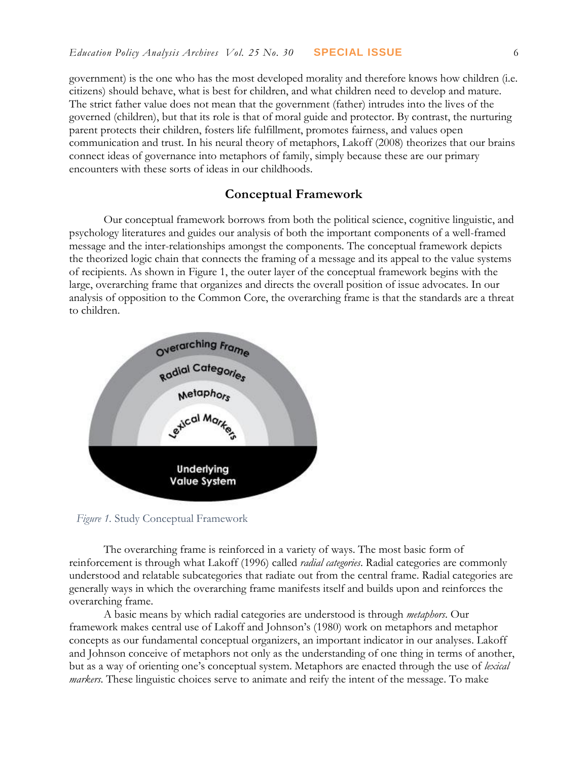government) is the one who has the most developed morality and therefore knows how children (i.e. citizens) should behave, what is best for children, and what children need to develop and mature. The strict father value does not mean that the government (father) intrudes into the lives of the governed (children), but that its role is that of moral guide and protector. By contrast, the nurturing parent protects their children, fosters life fulfillment, promotes fairness, and values open communication and trust. In his neural theory of metaphors, Lakoff (2008) theorizes that our brains connect ideas of governance into metaphors of family, simply because these are our primary encounters with these sorts of ideas in our childhoods.

## Conceptual Framework

Our conceptual framework borrows from both the political science, cognitive linguistic, and psychology literatures and guides our analysis of both the important components of a well-framed message and the inter-relationships amongst the components. The conceptual framework depicts the theorized logic chain that connects the framing of a message and its appeal to the value systems of recipients. As shown in Figure 1, the outer layer of the conceptual framework begins with the large, overarching frame that organizes and directs the overall position of issue advocates. In our analysis of opposition to the Common Core, the overarching frame is that the standards are a threat to children.

*Figure 1.* Study Conceptual Framework

The overarching frame is reinforced in a variety of ways. The most basic form of reinforcement is through what Lakoff (1996) called *radial categories*. Radial categories are commonly understood and relatable subcategories that radiate out from the central frame. Radial categories are generally ways in which the overarching frame manifests itself and builds upon and reinforces the overarching frame.

A basic means by which radial categories are understood is through *metaphors*. Our framework makes central use of Lakoff and Johnson's (1980) work on metaphors and metaphor concepts as our fundamental conceptual organizers, an important indicator in our analyses. Lakoff and Johnson conceive of metaphors not only as the understanding of one thing in terms of another, but as a way of orienting one's conceptual system. Metaphors are enacted through the use of *lexical markers*. These linguistic choices serve to animate and reify the intent of the message. To make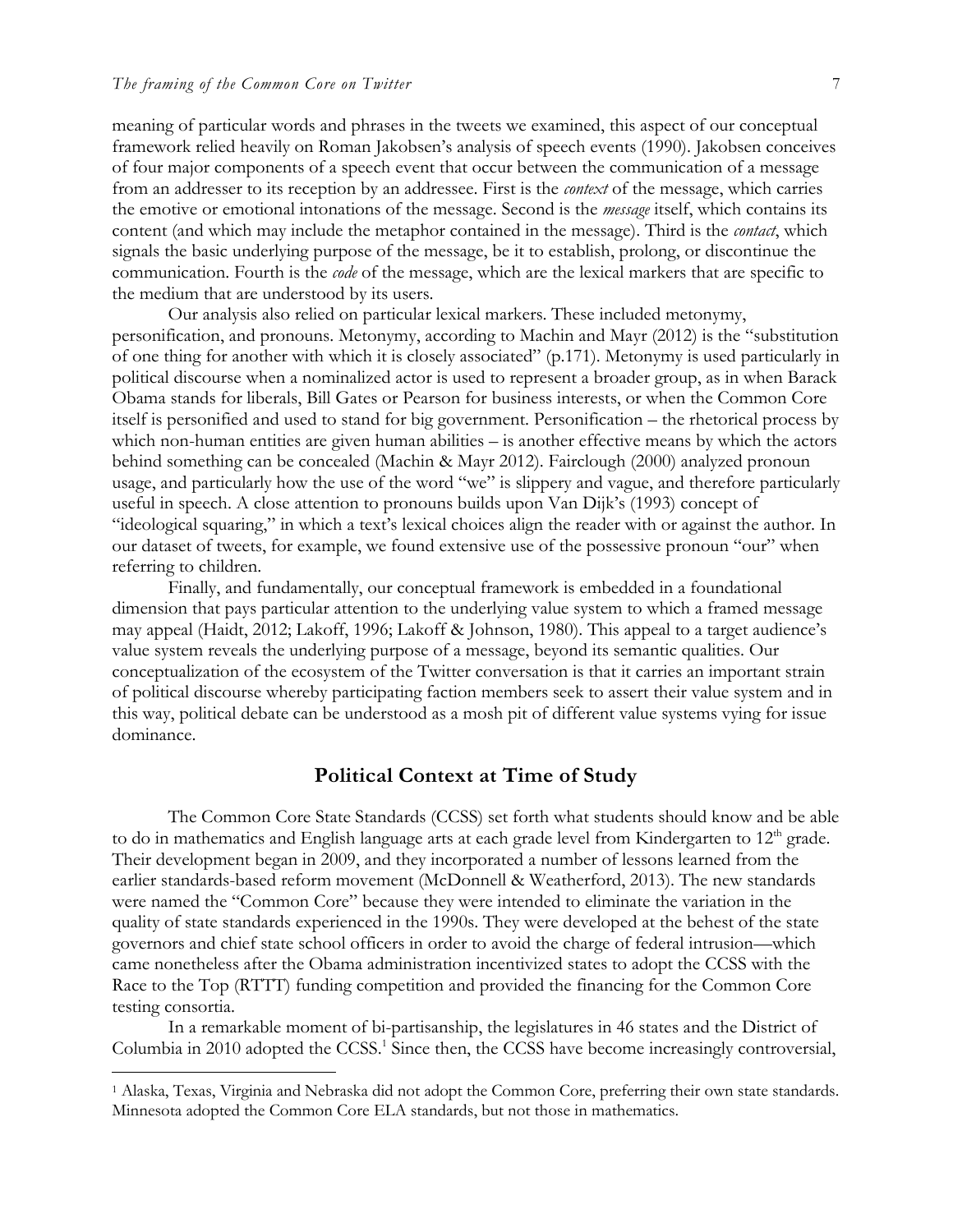meaning of particular words and phrases in the tweets we examined, this aspect of our conceptual framework relied heavily on Roman Jakobsen's analysis of speech events (1990). Jakobsen conceives of four major components of a speech event that occur between the communication of a message from an addresser to its reception by an addressee. First is the *context* of the message, which carries the emotive or emotional intonations of the message. Second is the *message* itself, which contains its content (and which may include the metaphor contained in the message). Third is the *contact*, which signals the basic underlying purpose of the message, be it to establish, prolong, or discontinue the communication. Fourth is the *code* of the message, which are the lexical markers that are specific to the medium that are understood by its users.

Our analysis also relied on particular lexical markers. These included metonymy, personification, and pronouns. Metonymy, according to Machin and Mayr (2012) is the "substitution of one thing for another with which it is closely associated" (p.171). Metonymy is used particularly in political discourse when a nominalized actor is used to represent a broader group, as in when Barack Obama stands for liberals, Bill Gates or Pearson for business interests, or when the Common Core itself is personified and used to stand for big government. Personification – the rhetorical process by which non-human entities are given human abilities – is another effective means by which the actors behind something can be concealed (Machin & Mayr 2012). Fairclough (2000) analyzed pronoun usage, and particularly how the use of the word "we" is slippery and vague, and therefore particularly useful in speech. A close attention to pronouns builds upon Van Dijk's (1993) concept of "ideological squaring," in which a text's lexical choices align the reader with or against the author. In our dataset of tweets, for example, we found extensive use of the possessive pronoun "our" when referring to children.

Finally, and fundamentally, our conceptual framework is embedded in a foundational dimension that pays particular attention to the underlying value system to which a framed message may appeal (Haidt, 2012; Lakoff, 1996; Lakoff & Johnson, 1980). This appeal to a target audience's value system reveals the underlying purpose of a message, beyond its semantic qualities. Our conceptualization of the ecosystem of the Twitter conversation is that it carries an important strain of political discourse whereby participating faction members seek to assert their value system and in this way, political debate can be understood as a mosh pit of different value systems vying for issue dominance.

## Political Context at Time of Study

The Common Core State Standards (CCSS) set forth what students should know and be able to do in mathematics and English language arts at each grade level from Kindergarten to 12th grade. Their development began in 2009, and they incorporated a number of lessons learned from the earlier standards-based reform movement (McDonnell & Weatherford, 2013). The new standards were named the "Common Core" because they were intended to eliminate the variation in the quality of state standards experienced in the 1990s. They were developed at the behest of the state governors and chief state school officers in order to avoid the charge of federal intrusion—which came nonetheless after the Obama administration incentivized states to adopt the CCSS with the Race to the Top (RTTT) funding competition and provided the financing for the Common Core testing consortia.

In a remarkable moment of bi-partisanship, the legislatures in 46 states and the District of Columbia in 2010 adopted the CCSS.[1] Since then, the CCSS have become increasingly controversial,

[1] Alaska, Texas, Virginia and Nebraska did not adopt the Common Core, preferring their own state standards. Minnesota adopted the Common Core ELA standards, but not those in mathematics.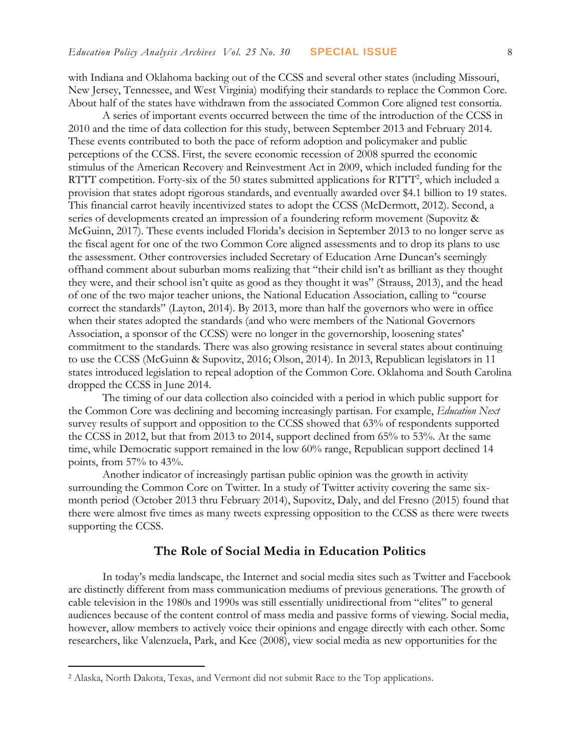with Indiana and Oklahoma backing out of the CCSS and several other states (including Missouri, New Jersey, Tennessee, and West Virginia) modifying their standards to replace the Common Core. About half of the states have withdrawn from the associated Common Core aligned test consortia.

A series of important events occurred between the time of the introduction of the CCSS in 2010 and the time of data collection for this study, between September 2013 and February 2014. These events contributed to both the pace of reform adoption and policymaker and public perceptions of the CCSS. First, the severe economic recession of 2008 spurred the economic stimulus of the American Recovery and Reinvestment Act in 2009, which included funding for the RTTT competition. Forty-six of the 50 states submitted applications for RTTT[2], which included a provision that states adopt rigorous standards, and eventually awarded over $4.1 billion to 19 states. This financial carrot heavily incentivized states to adopt the CCSS (McDermott, 2012). Second, a series of developments created an impression of a foundering reform movement (Supovitz & McGuinn, 2017). These events included Florida's decision in September 2013 to no longer serve as the fiscal agent for one of the two Common Core aligned assessments and to drop its plans to use the assessment. Other controversies included Secretary of Education Arne Duncan's seemingly offhand comment about suburban moms realizing that "their child isn't as brilliant as they thought they were, and their school isn't quite as good as they thought it was" (Strauss, 2013), and the head of one of the two major teacher unions, the National Education Association, calling to "course correct the standards" (Layton, 2014). By 2013, more than half the governors who were in office when their states adopted the standards (and who were members of the National Governors Association, a sponsor of the CCSS) were no longer in the governorship, loosening states' commitment to the standards. There was also growing resistance in several states about continuing to use the CCSS (McGuinn & Supovitz, 2016; Olson, 2014). In 2013, Republican legislators in 11 states introduced legislation to repeal adoption of the Common Core. Oklahoma and South Carolina dropped the CCSS in June 2014.

The timing of our data collection also coincided with a period in which public support for the Common Core was declining and becoming increasingly partisan. For example, *Education Next* survey results of support and opposition to the CCSS showed that 63% of respondents supported the CCSS in 2012, but that from 2013 to 2014, support declined from 65% to 53%. At the same time, while Democratic support remained in the low 60% range, Republican support declined 14 points, from 57% to 43%.

Another indicator of increasingly partisan public opinion was the growth in activity surrounding the Common Core on Twitter. In a study of Twitter activity covering the same six-month period (October 2013 thru February 2014), Supovitz, Daly, and del Fresno (2015) found that there were almost five times as many tweets expressing opposition to the CCSS as there were tweets supporting the CCSS.

## The Role of Social Media in Education Politics

In today's media landscape, the Internet and social media sites such as Twitter and Facebook are distinctly different from mass communication mediums of previous generations. The growth of cable television in the 1980s and 1990s was still essentially unidirectional from "elites" to general audiences because of the content control of mass media and passive forms of viewing. Social media, however, allow members to actively voice their opinions and engage directly with each other. Some researchers, like Valenzuela, Park, and Kee (2008), view social media as new opportunities for the

---

[2] Alaska, North Dakota, Texas, and Vermont did not submit Race to the Top applications.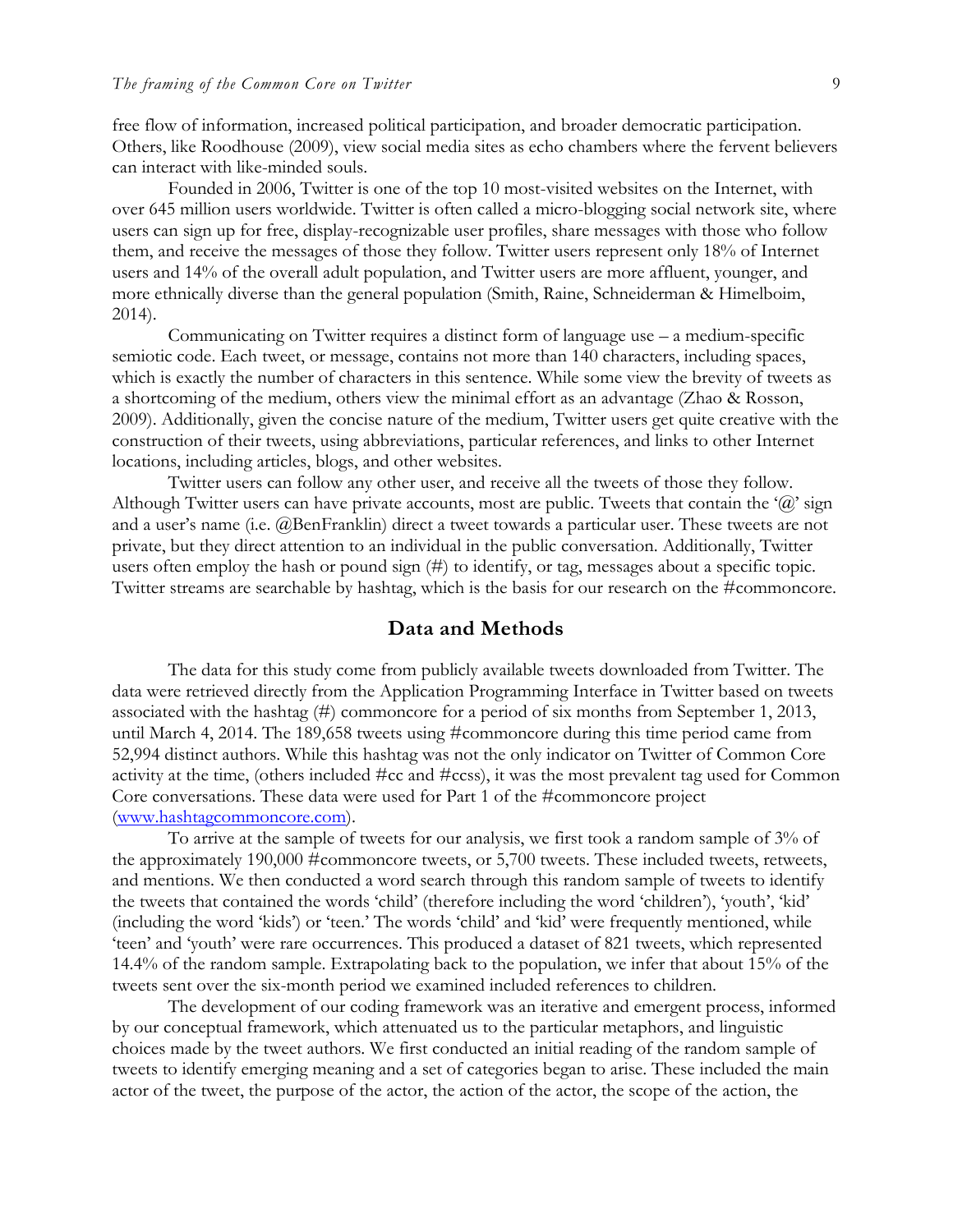free flow of information, increased political participation, and broader democratic participation. Others, like Roodhouse (2009), view social media sites as echo chambers where the fervent believers can interact with like-minded souls.

Founded in 2006, Twitter is one of the top 10 most-visited websites on the Internet, with over 645 million users worldwide. Twitter is often called a micro-blogging social network site, where users can sign up for free, display-recognizable user profiles, share messages with those who follow them, and receive the messages of those they follow. Twitter users represent only 18% of Internet users and 14% of the overall adult population, and Twitter users are more affluent, younger, and more ethnically diverse than the general population (Smith, Raine, Schneiderman & Himelboim, 2014).

Communicating on Twitter requires a distinct form of language use – a medium-specific semiotic code. Each tweet, or message, contains not more than 140 characters, including spaces, which is exactly the number of characters in this sentence. While some view the brevity of tweets as a shortcoming of the medium, others view the minimal effort as an advantage (Zhao & Rosson, 2009). Additionally, given the concise nature of the medium, Twitter users get quite creative with the construction of their tweets, using abbreviations, particular references, and links to other Internet locations, including articles, blogs, and other websites.

Twitter users can follow any other user, and receive all the tweets of those they follow. Although Twitter users can have private accounts, most are public. Tweets that contain the '@' sign and a user's name (i.e. @BenFranklin) direct a tweet towards a particular user. These tweets are not private, but they direct attention to an individual in the public conversation. Additionally, Twitter users often employ the hash or pound sign (#) to identify, or tag, messages about a specific topic. Twitter streams are searchable by hashtag, which is the basis for our research on the #commoncore.

## Data and Methods

The data for this study come from publicly available tweets downloaded from Twitter. The data were retrieved directly from the Application Programming Interface in Twitter based on tweets associated with the hashtag (#) commoncore for a period of six months from September 1, 2013, until March 4, 2014. The 189,658 tweets using #commoncore during this time period came from 52,994 distinct authors. While this hashtag was not the only indicator on Twitter of Common Core activity at the time, (others included #cc and #ccss), it was the most prevalent tag used for Common Core conversations. These data were used for Part 1 of the #commoncore project ([www.hashtagcommoncore.com](www.hashtagcommoncore.com)).

To arrive at the sample of tweets for our analysis, we first took a random sample of 3% of the approximately 190,000 #commoncore tweets, or 5,700 tweets. These included tweets, retweets, and mentions. We then conducted a word search through this random sample of tweets to identify the tweets that contained the words 'child' (therefore including the word 'children'), 'youth', 'kid' (including the word 'kids') or 'teen.' The words 'child' and 'kid' were frequently mentioned, while 'teen' and 'youth' were rare occurrences. This produced a dataset of 821 tweets, which represented 14.4% of the random sample. Extrapolating back to the population, we infer that about 15% of the tweets sent over the six-month period we examined included references to children.

The development of our coding framework was an iterative and emergent process, informed by our conceptual framework, which attenuated us to the particular metaphors, and linguistic choices made by the tweet authors. We first conducted an initial reading of the random sample of tweets to identify emerging meaning and a set of categories began to arise. These included the main actor of the tweet, the purpose of the actor, the action of the actor, the scope of the action, the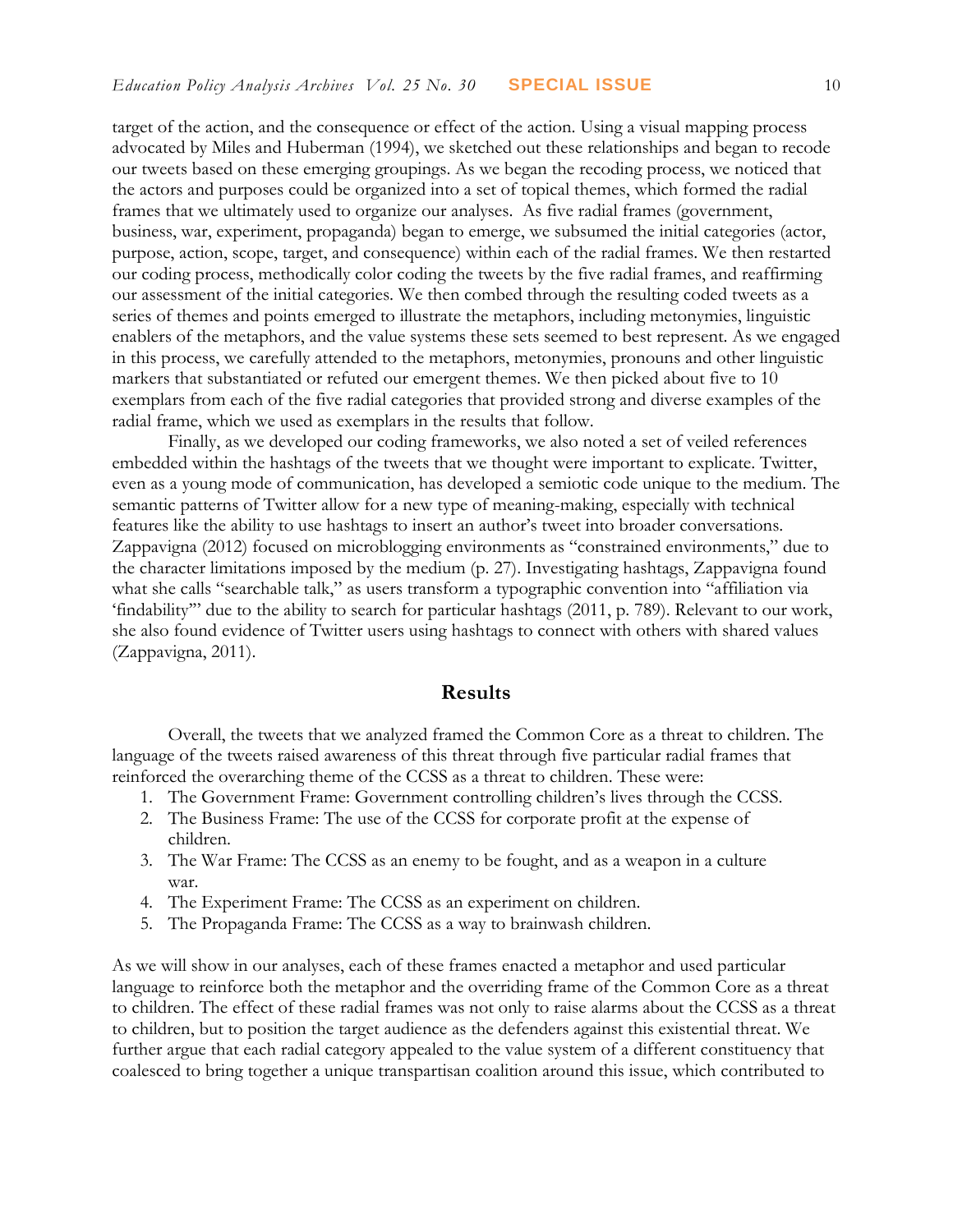target of the action, and the consequence or effect of the action. Using a visual mapping process advocated by Miles and Huberman (1994), we sketched out these relationships and began to recode our tweets based on these emerging groupings. As we began the recoding process, we noticed that the actors and purposes could be organized into a set of topical themes, which formed the radial frames that we ultimately used to organize our analyses. As five radial frames (government, business, war, experiment, propaganda) began to emerge, we subsumed the initial categories (actor, purpose, action, scope, target, and consequence) within each of the radial frames. We then restarted our coding process, methodically color coding the tweets by the five radial frames, and reaffirming our assessment of the initial categories. We then combed through the resulting coded tweets as a series of themes and points emerged to illustrate the metaphors, including metonymies, linguistic enablers of the metaphors, and the value systems these sets seemed to best represent. As we engaged in this process, we carefully attended to the metaphors, metonymies, pronouns and other linguistic markers that substantiated or refuted our emergent themes. We then picked about five to 10 exemplars from each of the five radial categories that provided strong and diverse examples of the radial frame, which we used as exemplars in the results that follow.

Finally, as we developed our coding frameworks, we also noted a set of veiled references embedded within the hashtags of the tweets that we thought were important to explicate. Twitter, even as a young mode of communication, has developed a semiotic code unique to the medium. The semantic patterns of Twitter allow for a new type of meaning-making, especially with technical features like the ability to use hashtags to insert an author's tweet into broader conversations. Zappavigna (2012) focused on microblogging environments as "constrained environments," due to the character limitations imposed by the medium (p. 27). Investigating hashtags, Zappavigna found what she calls "searchable talk," as users transform a typographic convention into "affiliation via 'findability'" due to the ability to search for particular hashtags (2011, p. 789). Relevant to our work, she also found evidence of Twitter users using hashtags to connect with others with shared values (Zappavigna, 2011).

## Results

Overall, the tweets that we analyzed framed the Common Core as a threat to children. The language of the tweets raised awareness of this threat through five particular radial frames that reinforced the overarching theme of the CCSS as a threat to children. These were:

1. The Government Frame: Government controlling children's lives through the CCSS.
2. The Business Frame: The use of the CCSS for corporate profit at the expense of children.
3. The War Frame: The CCSS as an enemy to be fought, and as a weapon in a culture war.
4. The Experiment Frame: The CCSS as an experiment on children.
5. The Propaganda Frame: The CCSS as a way to brainwash children.

As we will show in our analyses, each of these frames enacted a metaphor and used particular language to reinforce both the metaphor and the overriding frame of the Common Core as a threat to children. The effect of these radial frames was not only to raise alarms about the CCSS as a threat to children, but to position the target audience as the defenders against this existential threat. We further argue that each radial category appealed to the value system of a different constituency that coalesced to bring together a unique transpartisan coalition around this issue, which contributed to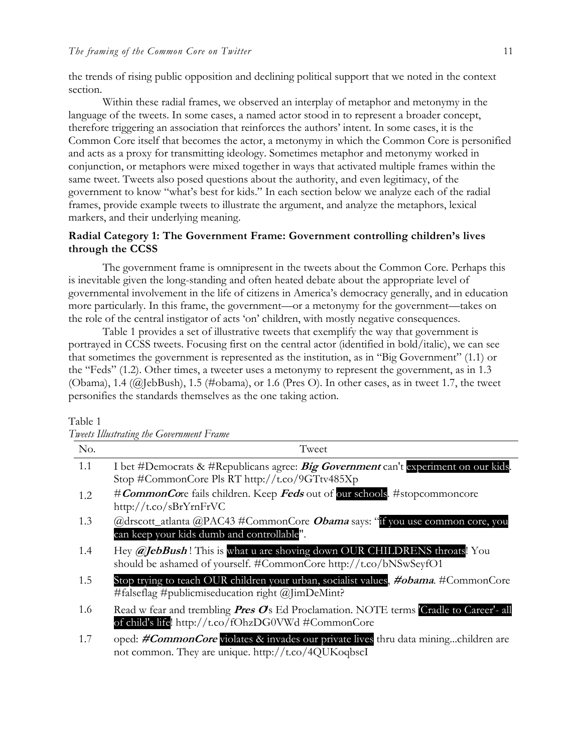the trends of rising public opposition and declining political support that we noted in the context section.

Within these radial frames, we observed an interplay of metaphor and metonymy in the language of the tweets. In some cases, a named actor stood in to represent a broader concept, therefore triggering an association that reinforces the authors' intent. In some cases, it is the Common Core itself that becomes the actor, a metonymy in which the Common Core is personified and acts as a proxy for transmitting ideology. Sometimes metaphor and metonymy worked in conjunction, or metaphors were mixed together in ways that activated multiple frames within the same tweet. Tweets also posed questions about the authority, and even legitimacy, of the government to know "what's best for kids." In each section below we analyze each of the radial frames, provide example tweets to illustrate the argument, and analyze the metaphors, lexical markers, and their underlying meaning.

### Radial Category 1: The Government Frame: Government controlling children's lives through the CCSS

The government frame is omnipresent in the tweets about the Common Core. Perhaps this is inevitable given the long-standing and often heated debate about the appropriate level of governmental involvement in the life of citizens in America's democracy generally, and in education more particularly. In this frame, the government—or a metonymy for the government—takes on the role of the central instigator of acts 'on' children, with mostly negative consequences.

Table 1 provides a set of illustrative tweets that exemplify the way that government is portrayed in CCSS tweets. Focusing first on the central actor (identified in bold/italic), we can see that sometimes the government is represented as the institution, as in "Big Government" (1.1) or the "Feds" (1.2). Other times, a tweeter uses a metonymy to represent the government, as in 1.3 (Obama), 1.4 (@JebBush), 1.5 (#obama), or 1.6 (Pres O). In other cases, as in tweet 1.7, the tweet personifies the standards themselves as the one taking action.

Table 1
*Tweets Illustrating the Government Frame*

| No. | Tweet |
|---|---|
| 1.1 | I bet #Democrats & #Republicans agree: ***Big Government*** can't experiment on our kids. Stop #CommonCore Pls RT http://t.co/9GTtv485Xp |
| 1.2 | #***CommonCo***re fails children. Keep ***Feds*** out of our schools. #stopcommoncore http://t.co/sBrYrnFrVC |
| 1.3 | @drscott_atlanta @PAC43 #CommonCore ***Obama*** says: "if you use common core, you can keep your kids dumb and controllable". |
| 1.4 | Hey ***@JebBush*** ! This is what u are shoving down OUR CHILDRENS throats! You should be ashamed of yourself. #CommonCore http://t.co/bNSwSeyfO1 |
| 1.5 | Stop trying to teach OUR children your urban, socialist values, ***#obama***. #CommonCore #falseflag #publicmiseducation right @JimDeMint? |
| 1.6 | Read w fear and trembling ***Pres O***s Ed Proclamation. NOTE terms 'Cradle to Career'- all of child's life! http://t.co/fOhzDG0VWd #CommonCore |
| 1.7 | oped: ***#CommonCore*** violates & invades our private lives thru data mining...children are not common. They are unique. http://t.co/4QUKoqbscI |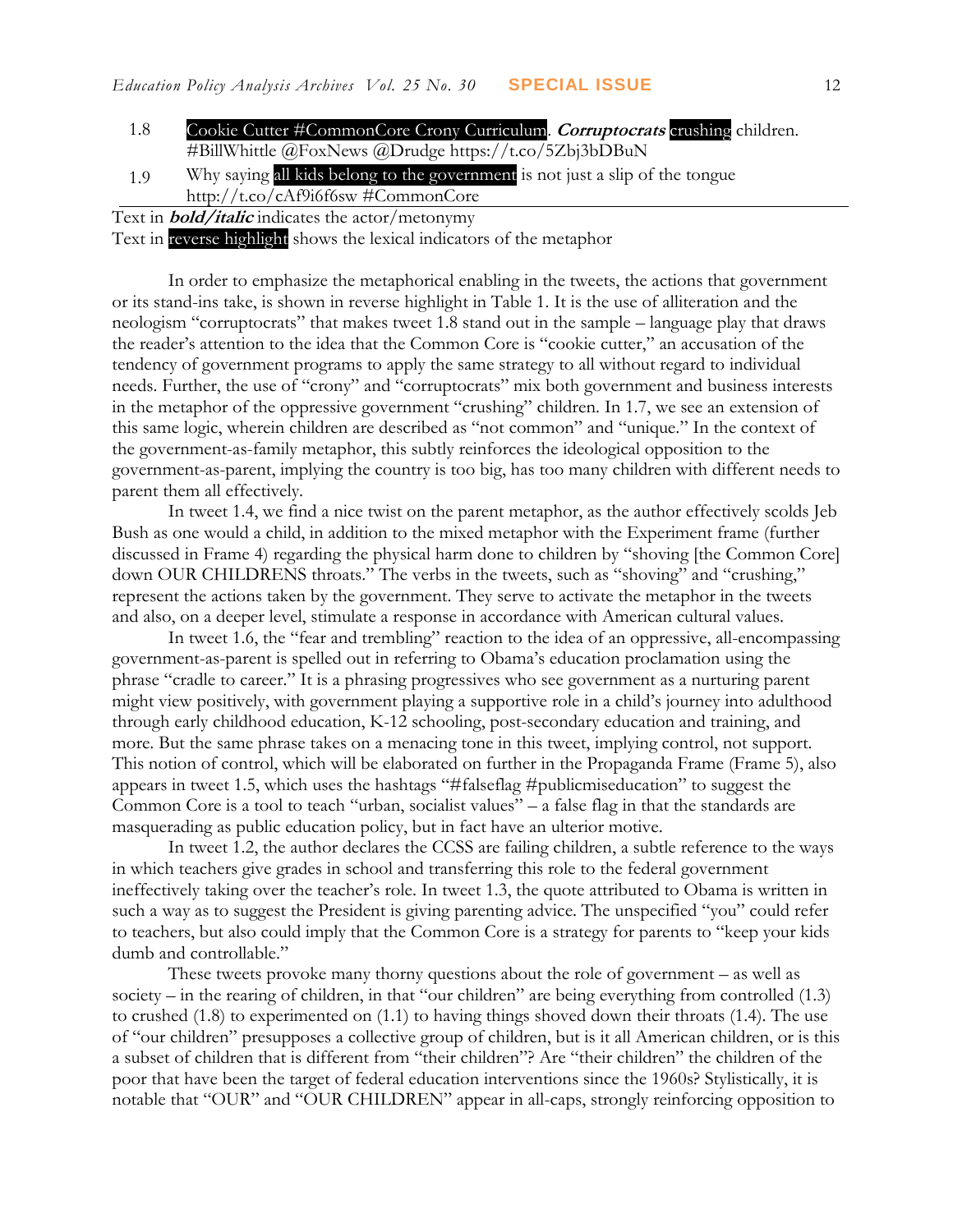| | |
|---|---|
| 1.8 | Cookie Cutter #CommonCore Crony Curriculum. ***Corruptocrats*** crushing children. #BillWhittle @FoxNews @Drudge https://t.co/5Zbj3bDBuN |
| 1.9 | Why saying all kids belong to the government is not just a slip of the tongue http://t.co/cAf9i6f6sw #CommonCore |

Text in ***bold/italic*** indicates the actor/metonymy
Text in reverse highlight shows the lexical indicators of the metaphor

In order to emphasize the metaphorical enabling in the tweets, the actions that government or its stand-ins take, is shown in reverse highlight in Table 1. It is the use of alliteration and the neologism "corruptocrats" that makes tweet 1.8 stand out in the sample – language play that draws the reader's attention to the idea that the Common Core is "cookie cutter," an accusation of the tendency of government programs to apply the same strategy to all without regard to individual needs. Further, the use of "crony" and "corruptocrats" mix both government and business interests in the metaphor of the oppressive government "crushing" children. In 1.7, we see an extension of this same logic, wherein children are described as "not common" and "unique." In the context of the government-as-family metaphor, this subtly reinforces the ideological opposition to the government-as-parent, implying the country is too big, has too many children with different needs to parent them all effectively.

In tweet 1.4, we find a nice twist on the parent metaphor, as the author effectively scolds Jeb Bush as one would a child, in addition to the mixed metaphor with the Experiment frame (further discussed in Frame 4) regarding the physical harm done to children by "shoving [the Common Core] down OUR CHILDRENS throats." The verbs in the tweets, such as "shoving" and "crushing," represent the actions taken by the government. They serve to activate the metaphor in the tweets and also, on a deeper level, stimulate a response in accordance with American cultural values.

In tweet 1.6, the "fear and trembling" reaction to the idea of an oppressive, all-encompassing government-as-parent is spelled out in referring to Obama's education proclamation using the phrase "cradle to career." It is a phrasing progressives who see government as a nurturing parent might view positively, with government playing a supportive role in a child's journey into adulthood through early childhood education, K-12 schooling, post-secondary education and training, and more. But the same phrase takes on a menacing tone in this tweet, implying control, not support. This notion of control, which will be elaborated on further in the Propaganda Frame (Frame 5), also appears in tweet 1.5, which uses the hashtags "#falseflag #publicmiseducation" to suggest the Common Core is a tool to teach "urban, socialist values" – a false flag in that the standards are masquerading as public education policy, but in fact have an ulterior motive.

In tweet 1.2, the author declares the CCSS are failing children, a subtle reference to the ways in which teachers give grades in school and transferring this role to the federal government ineffectively taking over the teacher's role. In tweet 1.3, the quote attributed to Obama is written in such a way as to suggest the President is giving parenting advice. The unspecified "you" could refer to teachers, but also could imply that the Common Core is a strategy for parents to "keep your kids dumb and controllable."

These tweets provoke many thorny questions about the role of government – as well as society – in the rearing of children, in that "our children" are being everything from controlled (1.3) to crushed (1.8) to experimented on (1.1) to having things shoved down their throats (1.4). The use of "our children" presupposes a collective group of children, but is it all American children, or is this a subset of children that is different from "their children"? Are "their children" the children of the poor that have been the target of federal education interventions since the 1960s? Stylistically, it is notable that "OUR" and "OUR CHILDREN" appear in all-caps, strongly reinforcing opposition to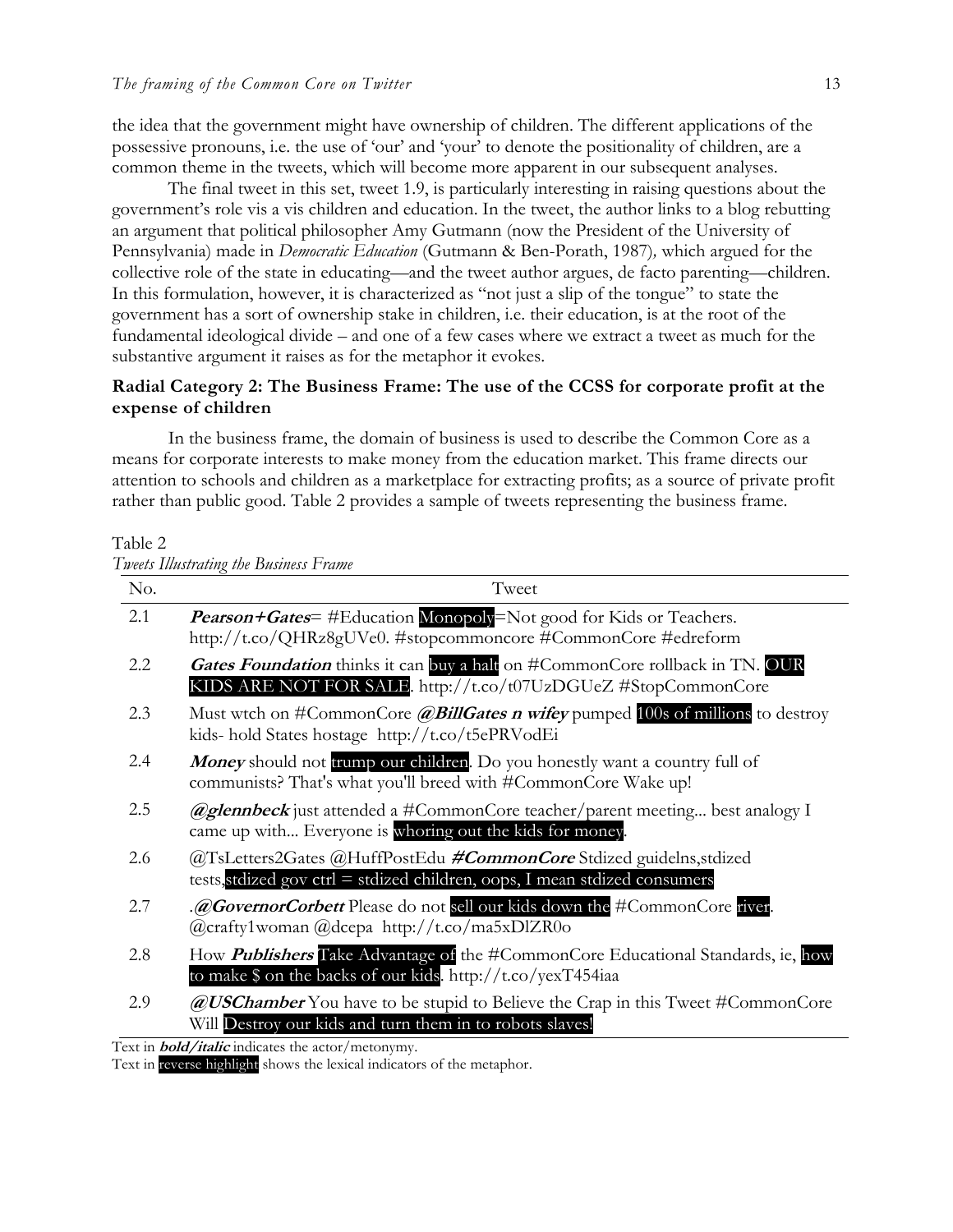the idea that the government might have ownership of children. The different applications of the possessive pronouns, i.e. the use of 'our' and 'your' to denote the positionality of children, are a common theme in the tweets, which will become more apparent in our subsequent analyses.

The final tweet in this set, tweet 1.9, is particularly interesting in raising questions about the government's role vis a vis children and education. In the tweet, the author links to a blog rebutting an argument that political philosopher Amy Gutmann (now the President of the University of Pennsylvania) made in *Democratic Education* (Gutmann & Ben-Porath, 1987)*,* which argued for the collective role of the state in educating—and the tweet author argues, de facto parenting—children. In this formulation, however, it is characterized as "not just a slip of the tongue" to state the government has a sort of ownership stake in children, i.e. their education, is at the root of the fundamental ideological divide – and one of a few cases where we extract a tweet as much for the substantive argument it raises as for the metaphor it evokes.

### Radial Category 2: The Business Frame: The use of the CCSS for corporate profit at the expense of children

In the business frame, the domain of business is used to describe the Common Core as a means for corporate interests to make money from the education market. This frame directs our attention to schools and children as a marketplace for extracting profits; as a source of private profit rather than public good. Table 2 provides a sample of tweets representing the business frame.

Table 2
*Tweets Illustrating the Business Frame*

| No. | Tweet |
|---|---|
| 2.1 | ***Pearson+Gates***= #Education Monopoly=Not good for Kids or Teachers. http://t.co/QHRz8gUVe0. #stopcommoncore #CommonCore #edreform |
| 2.2 | ***Gates Foundation*** thinks it can buy a halt on #CommonCore rollback in TN. OUR KIDS ARE NOT FOR SALE. http://t.co/t07UzDGUeZ #StopCommonCore |
| 2.3 | Must wtch on #CommonCore ***@BillGates n wifey*** pumped 100s of millions to destroy kids- hold States hostage http://t.co/t5ePRVodEi |
| 2.4 | ***Money*** should not trump our children. Do you honestly want a country full of communists? That's what you'll breed with #CommonCore Wake up! |
| 2.5 | ***@glennbeck*** just attended a #CommonCore teacher/parent meeting... best analogy I came up with... Everyone is whoring out the kids for money. |
| 2.6 | @TsLetters2Gates @HuffPostEdu ***#CommonCore*** Stdized guidelns,stdized tests,stdized gov ctrl = stdized children, oops, I mean stdized consumers |
| 2.7 | .***@GovernorCorbett*** Please do not sell our kids down the #CommonCore river. @crafty1woman @dcepa http://t.co/ma5xDlZR0o |
| 2.8 | How ***Publishers*** Take Advantage of the #CommonCore Educational Standards, ie, how to make $ on the backs of our kids. http://t.co/yexT454iaa |
| 2.9 | ***@USChamber*** You have to be stupid to Believe the Crap in this Tweet #CommonCore Will Destroy our kids and turn them in to robots slaves! |

Text in ***bold/italic*** indicates the actor/metonymy.
Text in reverse highlight shows the lexical indicators of the metaphor.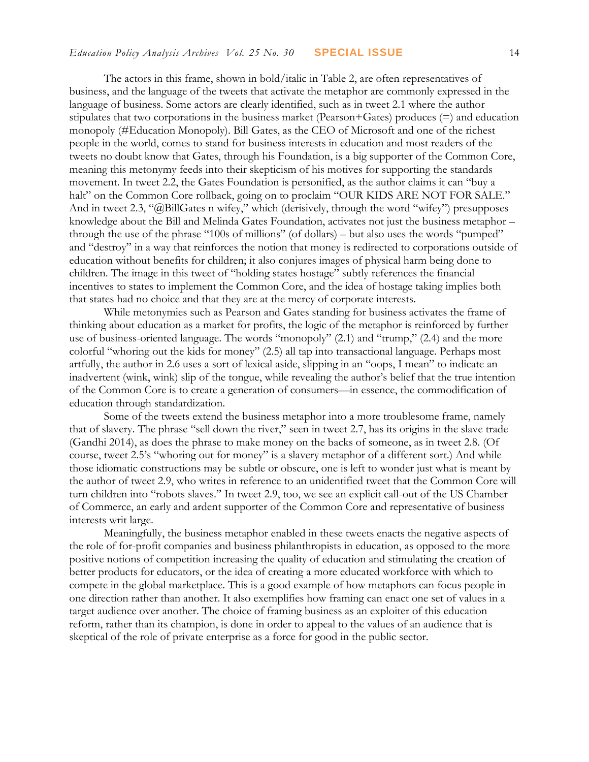The actors in this frame, shown in bold/italic in Table 2, are often representatives of business, and the language of the tweets that activate the metaphor are commonly expressed in the language of business. Some actors are clearly identified, such as in tweet 2.1 where the author stipulates that two corporations in the business market (Pearson+Gates) produces (=) and education monopoly (#Education Monopoly). Bill Gates, as the CEO of Microsoft and one of the richest people in the world, comes to stand for business interests in education and most readers of the tweets no doubt know that Gates, through his Foundation, is a big supporter of the Common Core, meaning this metonymy feeds into their skepticism of his motives for supporting the standards movement. In tweet 2.2, the Gates Foundation is personified, as the author claims it can "buy a halt" on the Common Core rollback, going on to proclaim "OUR KIDS ARE NOT FOR SALE." And in tweet 2.3, "@BillGates n wifey," which (derisively, through the word "wifey") presupposes knowledge about the Bill and Melinda Gates Foundation, activates not just the business metaphor – through the use of the phrase "100s of millions" (of dollars) – but also uses the words "pumped" and "destroy" in a way that reinforces the notion that money is redirected to corporations outside of education without benefits for children; it also conjures images of physical harm being done to children. The image in this tweet of "holding states hostage" subtly references the financial incentives to states to implement the Common Core, and the idea of hostage taking implies both that states had no choice and that they are at the mercy of corporate interests.

While metonymies such as Pearson and Gates standing for business activates the frame of thinking about education as a market for profits, the logic of the metaphor is reinforced by further use of business-oriented language. The words "monopoly" (2.1) and "trump," (2.4) and the more colorful "whoring out the kids for money" (2.5) all tap into transactional language. Perhaps most artfully, the author in 2.6 uses a sort of lexical aside, slipping in an "oops, I mean" to indicate an inadvertent (wink, wink) slip of the tongue, while revealing the author's belief that the true intention of the Common Core is to create a generation of consumers—in essence, the commodification of education through standardization.

Some of the tweets extend the business metaphor into a more troublesome frame, namely that of slavery. The phrase "sell down the river," seen in tweet 2.7, has its origins in the slave trade (Gandhi 2014), as does the phrase to make money on the backs of someone, as in tweet 2.8. (Of course, tweet 2.5's "whoring out for money" is a slavery metaphor of a different sort.) And while those idiomatic constructions may be subtle or obscure, one is left to wonder just what is meant by the author of tweet 2.9, who writes in reference to an unidentified tweet that the Common Core will turn children into "robots slaves." In tweet 2.9, too, we see an explicit call-out of the US Chamber of Commerce, an early and ardent supporter of the Common Core and representative of business interests writ large.

Meaningfully, the business metaphor enabled in these tweets enacts the negative aspects of the role of for-profit companies and business philanthropists in education, as opposed to the more positive notions of competition increasing the quality of education and stimulating the creation of better products for educators, or the idea of creating a more educated workforce with which to compete in the global marketplace. This is a good example of how metaphors can focus people in one direction rather than another. It also exemplifies how framing can enact one set of values in a target audience over another. The choice of framing business as an exploiter of this education reform, rather than its champion, is done in order to appeal to the values of an audience that is skeptical of the role of private enterprise as a force for good in the public sector.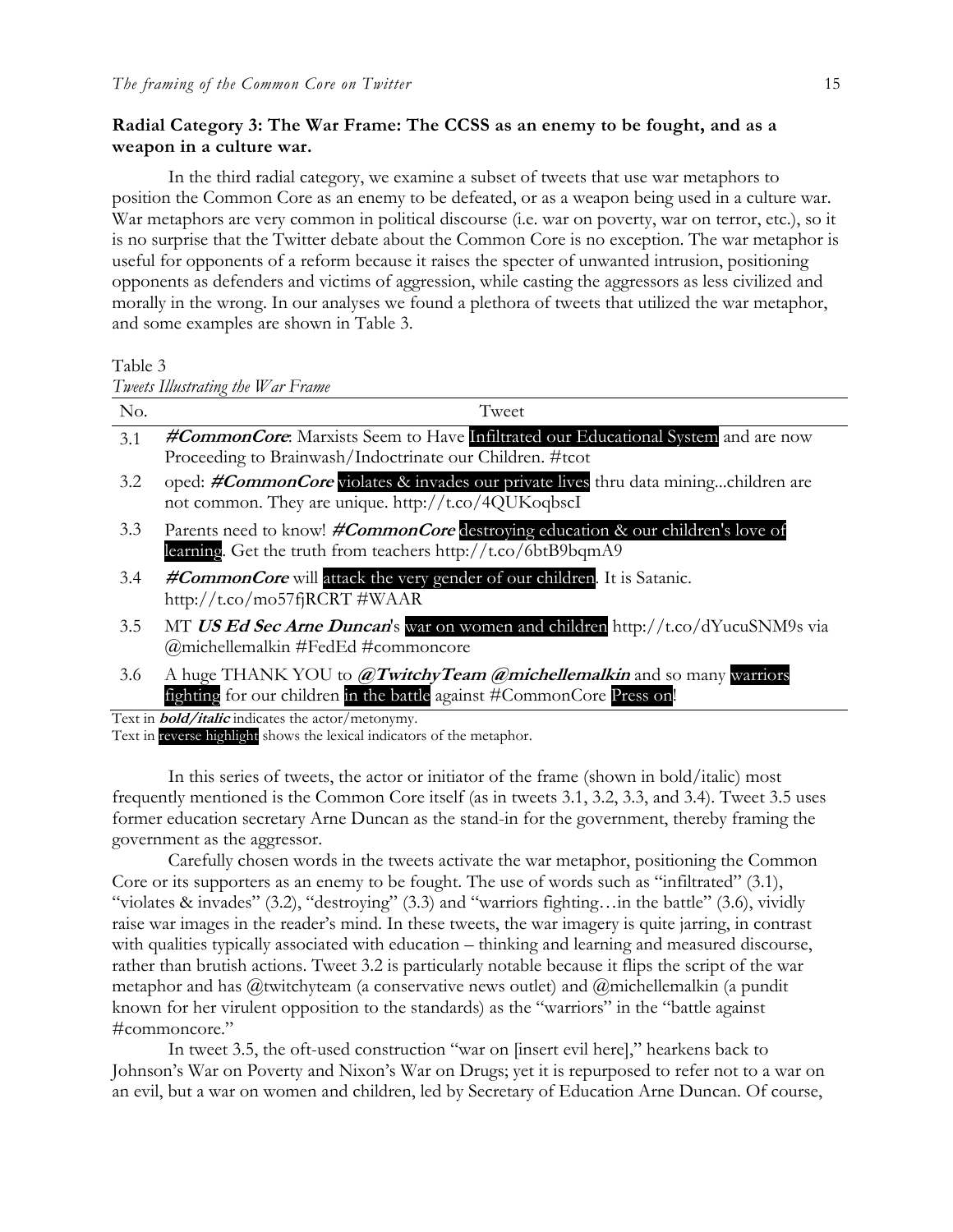**Radial Category 3: The War Frame: The CCSS as an enemy to be fought, and as a weapon in a culture war.**

In the third radial category, we examine a subset of tweets that use war metaphors to position the Common Core as an enemy to be defeated, or as a weapon being used in a culture war. War metaphors are very common in political discourse (i.e. war on poverty, war on terror, etc.), so it is no surprise that the Twitter debate about the Common Core is no exception. The war metaphor is useful for opponents of a reform because it raises the specter of unwanted intrusion, positioning opponents as defenders and victims of aggression, while casting the aggressors as less civilized and morally in the wrong. In our analyses we found a plethora of tweets that utilized the war metaphor, and some examples are shown in Table 3.

Table 3

*Tweets Illustrating the War Frame*

| No. | Tweet |
|---|---|
| 3.1 | ***#CommonCore***: Marxists Seem to Have Infiltrated our Educational System and are now Proceeding to Brainwash/Indoctrinate our Children. #tcot |
| 3.2 | oped: ***#CommonCore*** violates & invades our private lives thru data mining...children are not common. They are unique. http://t.co/4QUKoqbscI |
| 3.3 | Parents need to know! ***#CommonCore*** destroying education & our children's love of learning. Get the truth from teachers http://t.co/6btB9bqmA9 |
| 3.4 | ***#CommonCore*** will attack the very gender of our children. It is Satanic. http://t.co/mo57fjRCRT #WAAR |
| 3.5 | MT ***US Ed Sec Arne Duncan***'s war on women and children http://t.co/dYucuSNM9s via @michellemalkin #FedEd #commoncore |
| 3.6 | A huge THANK YOU to ***@TwitchyTeam @michellemalkin*** and so many warriors fighting for our children in the battle against #CommonCore Press on! |

Text in ***bold/italic*** indicates the actor/metonymy.

Text in reverse highlight shows the lexical indicators of the metaphor.

In this series of tweets, the actor or initiator of the frame (shown in bold/italic) most frequently mentioned is the Common Core itself (as in tweets 3.1, 3.2, 3.3, and 3.4). Tweet 3.5 uses former education secretary Arne Duncan as the stand-in for the government, thereby framing the government as the aggressor.

Carefully chosen words in the tweets activate the war metaphor, positioning the Common Core or its supporters as an enemy to be fought. The use of words such as "infiltrated" (3.1), "violates & invades" (3.2), "destroying" (3.3) and "warriors fighting…in the battle" (3.6), vividly raise war images in the reader's mind. In these tweets, the war imagery is quite jarring, in contrast with qualities typically associated with education – thinking and learning and measured discourse, rather than brutish actions. Tweet 3.2 is particularly notable because it flips the script of the war metaphor and has @twitchyteam (a conservative news outlet) and @michellemalkin (a pundit known for her virulent opposition to the standards) as the "warriors" in the "battle against #commoncore."

In tweet 3.5, the oft-used construction "war on [insert evil here]," hearkens back to Johnson's War on Poverty and Nixon's War on Drugs; yet it is repurposed to refer not to a war on an evil, but a war on women and children, led by Secretary of Education Arne Duncan. Of course,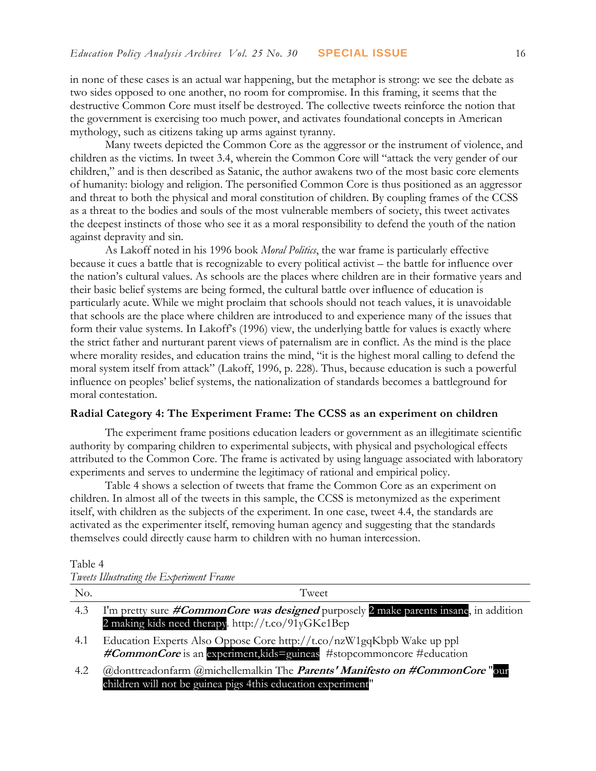in none of these cases is an actual war happening, but the metaphor is strong: we see the debate as two sides opposed to one another, no room for compromise. In this framing, it seems that the destructive Common Core must itself be destroyed. The collective tweets reinforce the notion that the government is exercising too much power, and activates foundational concepts in American mythology, such as citizens taking up arms against tyranny.

Many tweets depicted the Common Core as the aggressor or the instrument of violence, and children as the victims. In tweet 3.4, wherein the Common Core will "attack the very gender of our children," and is then described as Satanic, the author awakens two of the most basic core elements of humanity: biology and religion. The personified Common Core is thus positioned as an aggressor and threat to both the physical and moral constitution of children. By coupling frames of the CCSS as a threat to the bodies and souls of the most vulnerable members of society, this tweet activates the deepest instincts of those who see it as a moral responsibility to defend the youth of the nation against depravity and sin.

As Lakoff noted in his 1996 book *Moral Politics*, the war frame is particularly effective because it cues a battle that is recognizable to every political activist – the battle for influence over the nation's cultural values. As schools are the places where children are in their formative years and their basic belief systems are being formed, the cultural battle over influence of education is particularly acute. While we might proclaim that schools should not teach values, it is unavoidable that schools are the place where children are introduced to and experience many of the issues that form their value systems. In Lakoff's (1996) view, the underlying battle for values is exactly where the strict father and nurturant parent views of paternalism are in conflict. As the mind is the place where morality resides, and education trains the mind, "it is the highest moral calling to defend the moral system itself from attack" (Lakoff, 1996, p. 228). Thus, because education is such a powerful influence on peoples' belief systems, the nationalization of standards becomes a battleground for moral contestation.

### Radial Category 4: The Experiment Frame: The CCSS as an experiment on children

The experiment frame positions education leaders or government as an illegitimate scientific authority by comparing children to experimental subjects, with physical and psychological effects attributed to the Common Core. The frame is activated by using language associated with laboratory experiments and serves to undermine the legitimacy of rational and empirical policy.

Table 4 shows a selection of tweets that frame the Common Core as an experiment on children. In almost all of the tweets in this sample, the CCSS is metonymized as the experiment itself, with children as the subjects of the experiment. In one case, tweet 4.4, the standards are activated as the experimenter itself, removing human agency and suggesting that the standards themselves could directly cause harm to children with no human intercession.

Table 4
*Tweets Illustrating the Experiment Frame*

| No. | Tweet |
|---|---|
| 4.3 | I'm pretty sure ***#CommonCore was designed*** purposely 2 make parents insane, in addition 2 making kids need therapy. http://t.co/91yGKe1Bep |
| 4.1 | Education Experts Also Oppose Core http://t.co/nzW1gqKbpb Wake up ppl ***#CommonCore*** is an experiment,kids=guineas #stopcommoncore #education |
| 4.2 | @donttreadonfarm @michellemalkin The ***Parents' Manifesto on #CommonCore*** "our children will not be guinea pigs 4this education experiment" |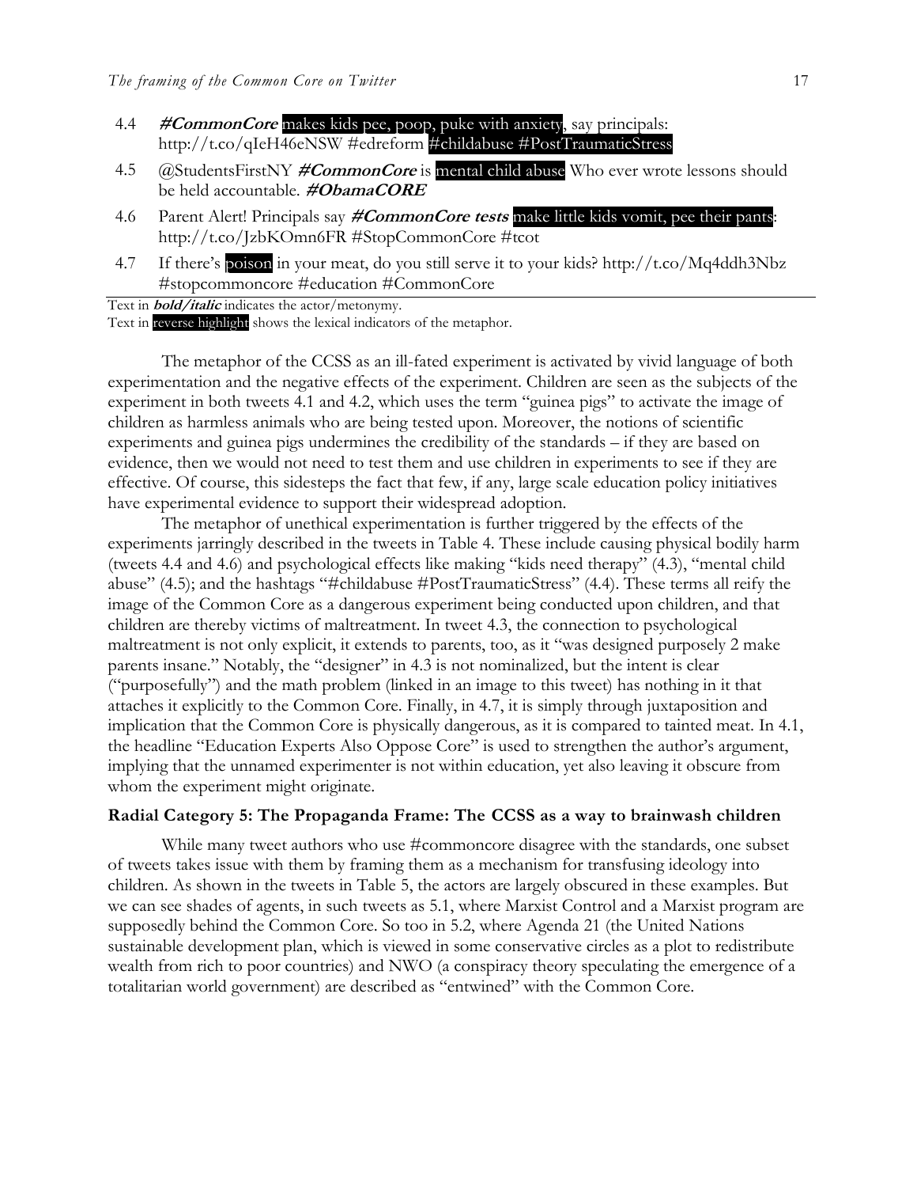4.4 ***#CommonCore*** makes kids pee, poop, puke with anxiety, say principals: http://t.co/qIeH46eNSW #edreform #childabuse #PostTraumaticStress

4.5 @StudentsFirstNY ***#CommonCore*** is mental child abuse Who ever wrote lessons should be held accountable. ***#ObamaCORE***

4.6 Parent Alert! Principals say ***#CommonCore tests*** make little kids vomit, pee their pants: http://t.co/JzbKOmn6FR #StopCommonCore #tcot

4.7 If there's poison in your meat, do you still serve it to your kids? http://t.co/Mq4ddh3Nbz #stopcommoncore #education #CommonCore

Text in ***bold/italic*** indicates the actor/metonymy.
Text in reverse highlight shows the lexical indicators of the metaphor.

The metaphor of the CCSS as an ill-fated experiment is activated by vivid language of both experimentation and the negative effects of the experiment. Children are seen as the subjects of the experiment in both tweets 4.1 and 4.2, which uses the term "guinea pigs" to activate the image of children as harmless animals who are being tested upon. Moreover, the notions of scientific experiments and guinea pigs undermines the credibility of the standards – if they are based on evidence, then we would not need to test them and use children in experiments to see if they are effective. Of course, this sidesteps the fact that few, if any, large scale education policy initiatives have experimental evidence to support their widespread adoption.

The metaphor of unethical experimentation is further triggered by the effects of the experiments jarringly described in the tweets in Table 4. These include causing physical bodily harm (tweets 4.4 and 4.6) and psychological effects like making "kids need therapy" (4.3), "mental child abuse" (4.5); and the hashtags "#childabuse #PostTraumaticStress" (4.4). These terms all reify the image of the Common Core as a dangerous experiment being conducted upon children, and that children are thereby victims of maltreatment. In tweet 4.3, the connection to psychological maltreatment is not only explicit, it extends to parents, too, as it "was designed purposely 2 make parents insane." Notably, the "designer" in 4.3 is not nominalized, but the intent is clear ("purposefully") and the math problem (linked in an image to this tweet) has nothing in it that attaches it explicitly to the Common Core. Finally, in 4.7, it is simply through juxtaposition and implication that the Common Core is physically dangerous, as it is compared to tainted meat. In 4.1, the headline "Education Experts Also Oppose Core" is used to strengthen the author's argument, implying that the unnamed experimenter is not within education, yet also leaving it obscure from whom the experiment might originate.

### Radial Category 5: The Propaganda Frame: The CCSS as a way to brainwash children

While many tweet authors who use #commoncore disagree with the standards, one subset of tweets takes issue with them by framing them as a mechanism for transfusing ideology into children. As shown in the tweets in Table 5, the actors are largely obscured in these examples. But we can see shades of agents, in such tweets as 5.1, where Marxist Control and a Marxist program are supposedly behind the Common Core. So too in 5.2, where Agenda 21 (the United Nations sustainable development plan, which is viewed in some conservative circles as a plot to redistribute wealth from rich to poor countries) and NWO (a conspiracy theory speculating the emergence of a totalitarian world government) are described as "entwined" with the Common Core.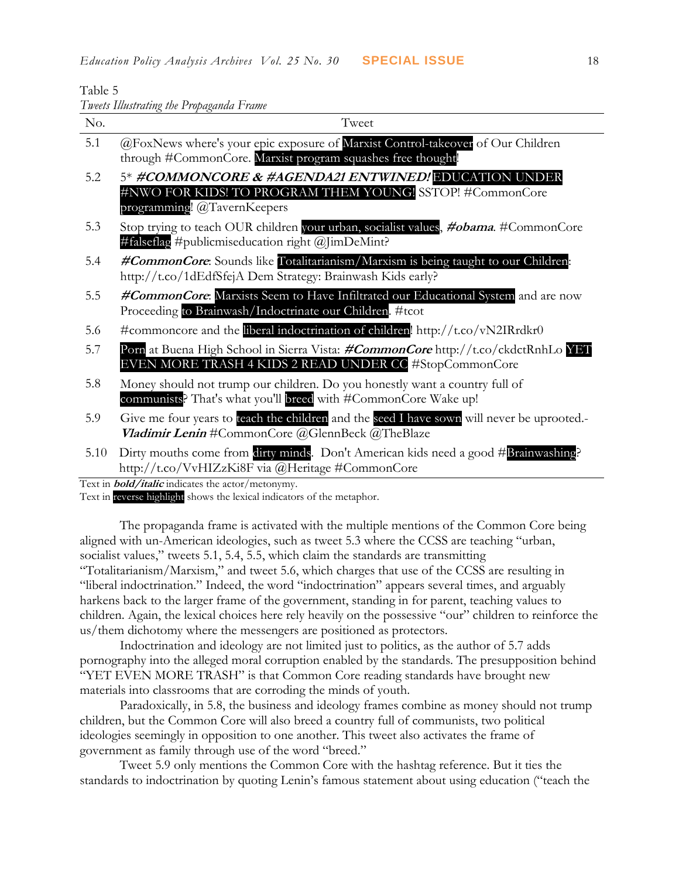Table 5
*Tweets Illustrating the Propaganda Frame*

| No. | Tweet |
|---|---|
| 5.1 | @FoxNews where's your epic exposure of Marxist Control-takeover of Our Children through #CommonCore. Marxist program squashes free thought! |
| 5.2 | 5* ***#COMMONCORE & #AGENDA21 ENTWINED!*** EDUCATION UNDER #NWO FOR KIDS! TO PROGRAM THEM YOUNG! SSTOP! #CommonCore programming! @TavernKeepers |
| 5.3 | Stop trying to teach OUR children your urban, socialist values, ***#obama***. #CommonCore #falseflag #publicmiseducation right @JimDeMint? |
| 5.4 | ***#CommonCore***: Sounds like Totalitarianism/Marxism is being taught to our Children: http://t.co/1dEdfSfejA Dem Strategy: Brainwash Kids early? |
| 5.5 | ***#CommonCore***: Marxists Seem to Have Infiltrated our Educational System and are now Proceeding to Brainwash/Indoctrinate our Children. #tcot |
| 5.6 | #commoncore and the liberal indoctrination of children! http://t.co/vN2IRrdkr0 |
| 5.7 | Porn at Buena High School in Sierra Vista: ***#CommonCore*** http://t.co/ckdctRnhLo YET EVEN MORE TRASH 4 KIDS 2 READ UNDER CC #StopCommonCore |
| 5.8 | Money should not trump our children. Do you honestly want a country full of communists? That's what you'll breed with #CommonCore Wake up! |
| 5.9 | Give me four years to teach the children and the seed I have sown will never be uprooted.- ***Vladimir Lenin*** #CommonCore @GlennBeck @TheBlaze |
| 5.10 | Dirty mouths come from dirty minds. Don't American kids need a good #Brainwashing? http://t.co/VvHIZzKi8F via @Heritage #CommonCore |

Text in ***bold/italic*** indicates the actor/metonymy.
Text in reverse highlight shows the lexical indicators of the metaphor.

The propaganda frame is activated with the multiple mentions of the Common Core being aligned with un-American ideologies, such as tweet 5.3 where the CCSS are teaching "urban, socialist values," tweets 5.1, 5.4, 5.5, which claim the standards are transmitting "Totalitarianism/Marxism," and tweet 5.6, which charges that use of the CCSS are resulting in "liberal indoctrination." Indeed, the word "indoctrination" appears several times, and arguably harkens back to the larger frame of the government, standing in for parent, teaching values to children. Again, the lexical choices here rely heavily on the possessive "our" children to reinforce the us/them dichotomy where the messengers are positioned as protectors.

Indoctrination and ideology are not limited just to politics, as the author of 5.7 adds pornography into the alleged moral corruption enabled by the standards. The presupposition behind "YET EVEN MORE TRASH" is that Common Core reading standards have brought new materials into classrooms that are corroding the minds of youth.

Paradoxically, in 5.8, the business and ideology frames combine as money should not trump children, but the Common Core will also breed a country full of communists, two political ideologies seemingly in opposition to one another. This tweet also activates the frame of government as family through use of the word "breed."

Tweet 5.9 only mentions the Common Core with the hashtag reference. But it ties the standards to indoctrination by quoting Lenin's famous statement about using education ("teach the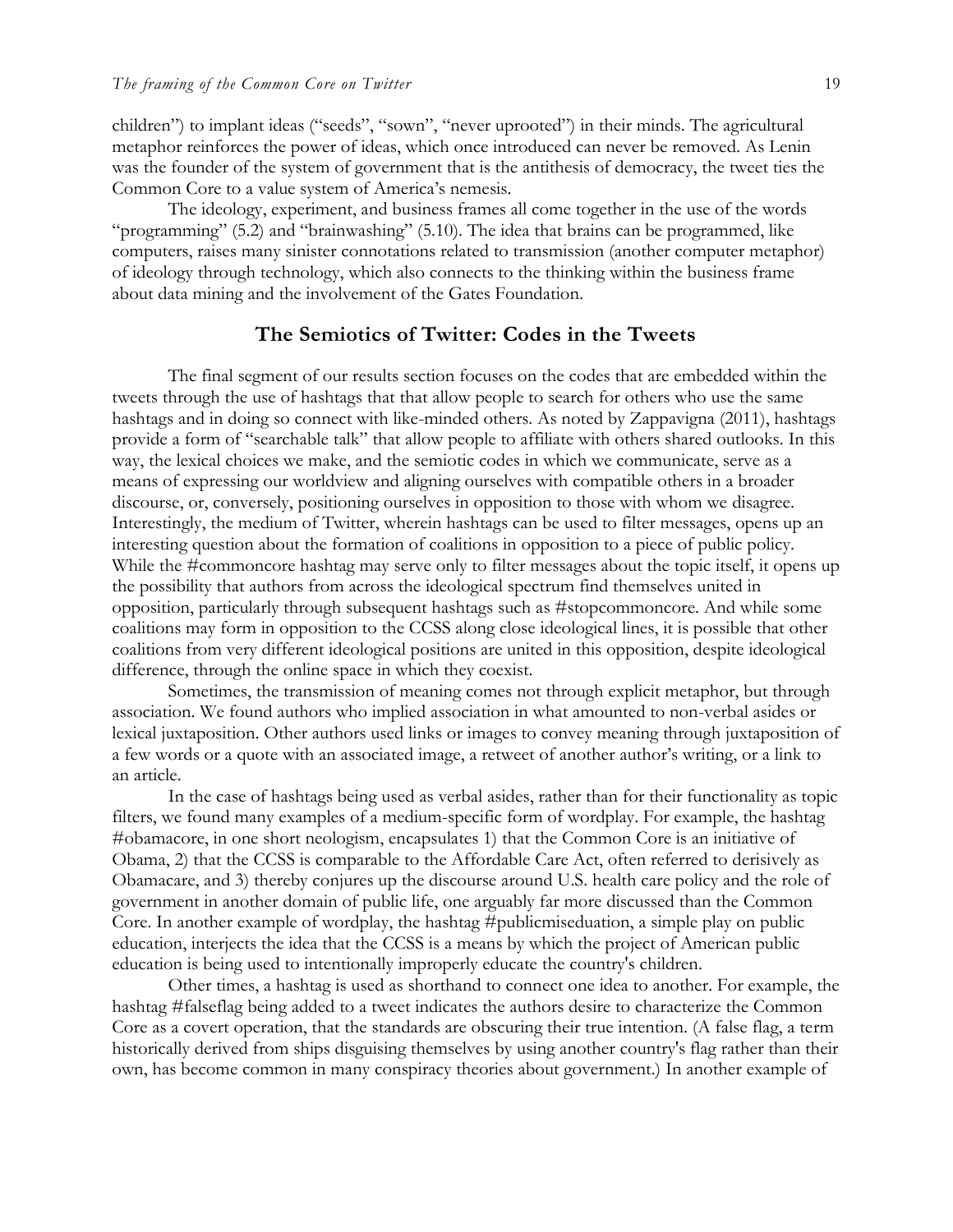children") to implant ideas ("seeds", "sown", "never uprooted") in their minds. The agricultural metaphor reinforces the power of ideas, which once introduced can never be removed. As Lenin was the founder of the system of government that is the antithesis of democracy, the tweet ties the Common Core to a value system of America's nemesis.

The ideology, experiment, and business frames all come together in the use of the words "programming" (5.2) and "brainwashing" (5.10). The idea that brains can be programmed, like computers, raises many sinister connotations related to transmission (another computer metaphor) of ideology through technology, which also connects to the thinking within the business frame about data mining and the involvement of the Gates Foundation.

## The Semiotics of Twitter: Codes in the Tweets

The final segment of our results section focuses on the codes that are embedded within the tweets through the use of hashtags that that allow people to search for others who use the same hashtags and in doing so connect with like-minded others. As noted by Zappavigna (2011), hashtags provide a form of "searchable talk" that allow people to affiliate with others shared outlooks. In this way, the lexical choices we make, and the semiotic codes in which we communicate, serve as a means of expressing our worldview and aligning ourselves with compatible others in a broader discourse, or, conversely, positioning ourselves in opposition to those with whom we disagree. Interestingly, the medium of Twitter, wherein hashtags can be used to filter messages, opens up an interesting question about the formation of coalitions in opposition to a piece of public policy. While the #commoncore hashtag may serve only to filter messages about the topic itself, it opens up the possibility that authors from across the ideological spectrum find themselves united in opposition, particularly through subsequent hashtags such as #stopcommoncore. And while some coalitions may form in opposition to the CCSS along close ideological lines, it is possible that other coalitions from very different ideological positions are united in this opposition, despite ideological difference, through the online space in which they coexist.

Sometimes, the transmission of meaning comes not through explicit metaphor, but through association. We found authors who implied association in what amounted to non-verbal asides or lexical juxtaposition. Other authors used links or images to convey meaning through juxtaposition of a few words or a quote with an associated image, a retweet of another author's writing, or a link to an article.

In the case of hashtags being used as verbal asides, rather than for their functionality as topic filters, we found many examples of a medium-specific form of wordplay. For example, the hashtag #obamacore, in one short neologism, encapsulates 1) that the Common Core is an initiative of Obama, 2) that the CCSS is comparable to the Affordable Care Act, often referred to derisively as Obamacare, and 3) thereby conjures up the discourse around U.S. health care policy and the role of government in another domain of public life, one arguably far more discussed than the Common Core. In another example of wordplay, the hashtag #publicmiseduation, a simple play on public education, interjects the idea that the CCSS is a means by which the project of American public education is being used to intentionally improperly educate the country's children.

Other times, a hashtag is used as shorthand to connect one idea to another. For example, the hashtag #falseflag being added to a tweet indicates the authors desire to characterize the Common Core as a covert operation, that the standards are obscuring their true intention. (A false flag, a term historically derived from ships disguising themselves by using another country's flag rather than their own, has become common in many conspiracy theories about government.) In another example of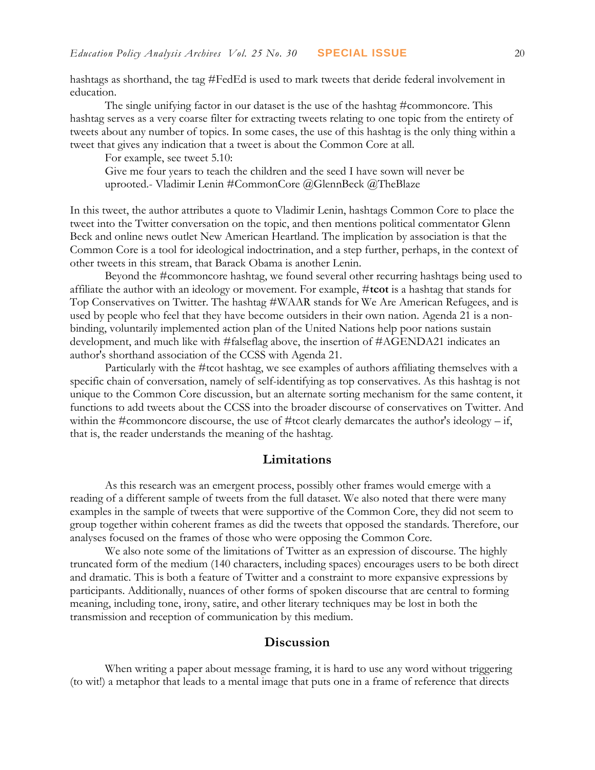hashtags as shorthand, the tag #FedEd is used to mark tweets that deride federal involvement in education.

The single unifying factor in our dataset is the use of the hashtag #commoncore. This hashtag serves as a very coarse filter for extracting tweets relating to one topic from the entirety of tweets about any number of topics. In some cases, the use of this hashtag is the only thing within a tweet that gives any indication that a tweet is about the Common Core at all.

For example, see tweet 5.10:

> Give me four years to teach the children and the seed I have sown will never be uprooted.- Vladimir Lenin #CommonCore @GlennBeck @TheBlaze

In this tweet, the author attributes a quote to Vladimir Lenin, hashtags Common Core to place the tweet into the Twitter conversation on the topic, and then mentions political commentator Glenn Beck and online news outlet New American Heartland. The implication by association is that the Common Core is a tool for ideological indoctrination, and a step further, perhaps, in the context of other tweets in this stream, that Barack Obama is another Lenin.

Beyond the #commoncore hashtag, we found several other recurring hashtags being used to affiliate the author with an ideology or movement. For example, #**tcot** is a hashtag that stands for Top Conservatives on Twitter. The hashtag #WAAR stands for We Are American Refugees, and is used by people who feel that they have become outsiders in their own nation. Agenda 21 is a non-binding, voluntarily implemented action plan of the United Nations help poor nations sustain development, and much like with #falseflag above, the insertion of #AGENDA21 indicates an author's shorthand association of the CCSS with Agenda 21.

Particularly with the #tcot hashtag, we see examples of authors affiliating themselves with a specific chain of conversation, namely of self-identifying as top conservatives. As this hashtag is not unique to the Common Core discussion, but an alternate sorting mechanism for the same content, it functions to add tweets about the CCSS into the broader discourse of conservatives on Twitter. And within the #commoncore discourse, the use of #tcot clearly demarcates the author's ideology – if, that is, the reader understands the meaning of the hashtag.

## Limitations

As this research was an emergent process, possibly other frames would emerge with a reading of a different sample of tweets from the full dataset. We also noted that there were many examples in the sample of tweets that were supportive of the Common Core, they did not seem to group together within coherent frames as did the tweets that opposed the standards. Therefore, our analyses focused on the frames of those who were opposing the Common Core.

We also note some of the limitations of Twitter as an expression of discourse. The highly truncated form of the medium (140 characters, including spaces) encourages users to be both direct and dramatic. This is both a feature of Twitter and a constraint to more expansive expressions by participants. Additionally, nuances of other forms of spoken discourse that are central to forming meaning, including tone, irony, satire, and other literary techniques may be lost in both the transmission and reception of communication by this medium.

## Discussion

When writing a paper about message framing, it is hard to use any word without triggering (to wit!) a metaphor that leads to a mental image that puts one in a frame of reference that directs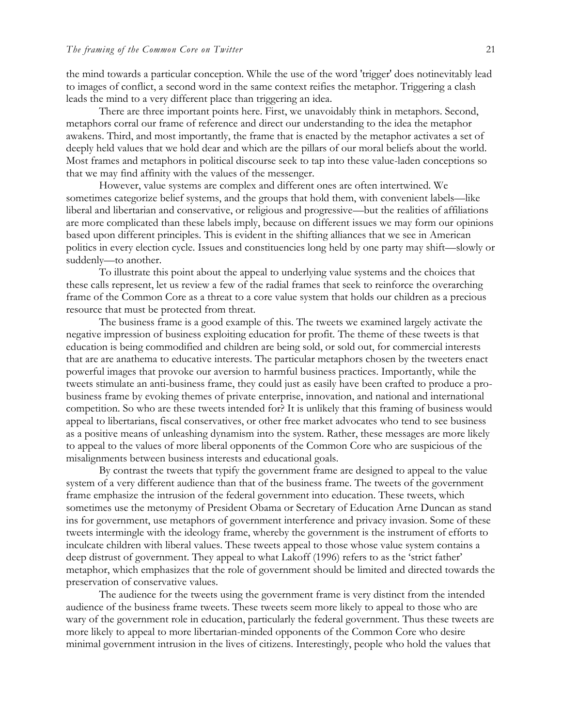the mind towards a particular conception. While the use of the word 'trigger' does notinevitably lead to images of conflict, a second word in the same context reifies the metaphor. Triggering a clash leads the mind to a very different place than triggering an idea.

There are three important points here. First, we unavoidably think in metaphors. Second, metaphors corral our frame of reference and direct our understanding to the idea the metaphor awakens. Third, and most importantly, the frame that is enacted by the metaphor activates a set of deeply held values that we hold dear and which are the pillars of our moral beliefs about the world. Most frames and metaphors in political discourse seek to tap into these value-laden conceptions so that we may find affinity with the values of the messenger.

However, value systems are complex and different ones are often intertwined. We sometimes categorize belief systems, and the groups that hold them, with convenient labels—like liberal and libertarian and conservative, or religious and progressive—but the realities of affiliations are more complicated than these labels imply, because on different issues we may form our opinions based upon different principles. This is evident in the shifting alliances that we see in American politics in every election cycle. Issues and constituencies long held by one party may shift—slowly or suddenly—to another.

To illustrate this point about the appeal to underlying value systems and the choices that these calls represent, let us review a few of the radial frames that seek to reinforce the overarching frame of the Common Core as a threat to a core value system that holds our children as a precious resource that must be protected from threat.

The business frame is a good example of this. The tweets we examined largely activate the negative impression of business exploiting education for profit. The theme of these tweets is that education is being commodified and children are being sold, or sold out, for commercial interests that are are anathema to educative interests. The particular metaphors chosen by the tweeters enact powerful images that provoke our aversion to harmful business practices. Importantly, while the tweets stimulate an anti-business frame, they could just as easily have been crafted to produce a pro-business frame by evoking themes of private enterprise, innovation, and national and international competition. So who are these tweets intended for? It is unlikely that this framing of business would appeal to libertarians, fiscal conservatives, or other free market advocates who tend to see business as a positive means of unleashing dynamism into the system. Rather, these messages are more likely to appeal to the values of more liberal opponents of the Common Core who are suspicious of the misalignments between business interests and educational goals.

By contrast the tweets that typify the government frame are designed to appeal to the value system of a very different audience than that of the business frame. The tweets of the government frame emphasize the intrusion of the federal government into education. These tweets, which sometimes use the metonymy of President Obama or Secretary of Education Arne Duncan as stand ins for government, use metaphors of government interference and privacy invasion. Some of these tweets intermingle with the ideology frame, whereby the government is the instrument of efforts to inculcate children with liberal values. These tweets appeal to those whose value system contains a deep distrust of government. They appeal to what Lakoff (1996) refers to as the 'strict father' metaphor, which emphasizes that the role of government should be limited and directed towards the preservation of conservative values.

The audience for the tweets using the government frame is very distinct from the intended audience of the business frame tweets. These tweets seem more likely to appeal to those who are wary of the government role in education, particularly the federal government. Thus these tweets are more likely to appeal to more libertarian-minded opponents of the Common Core who desire minimal government intrusion in the lives of citizens. Interestingly, people who hold the values that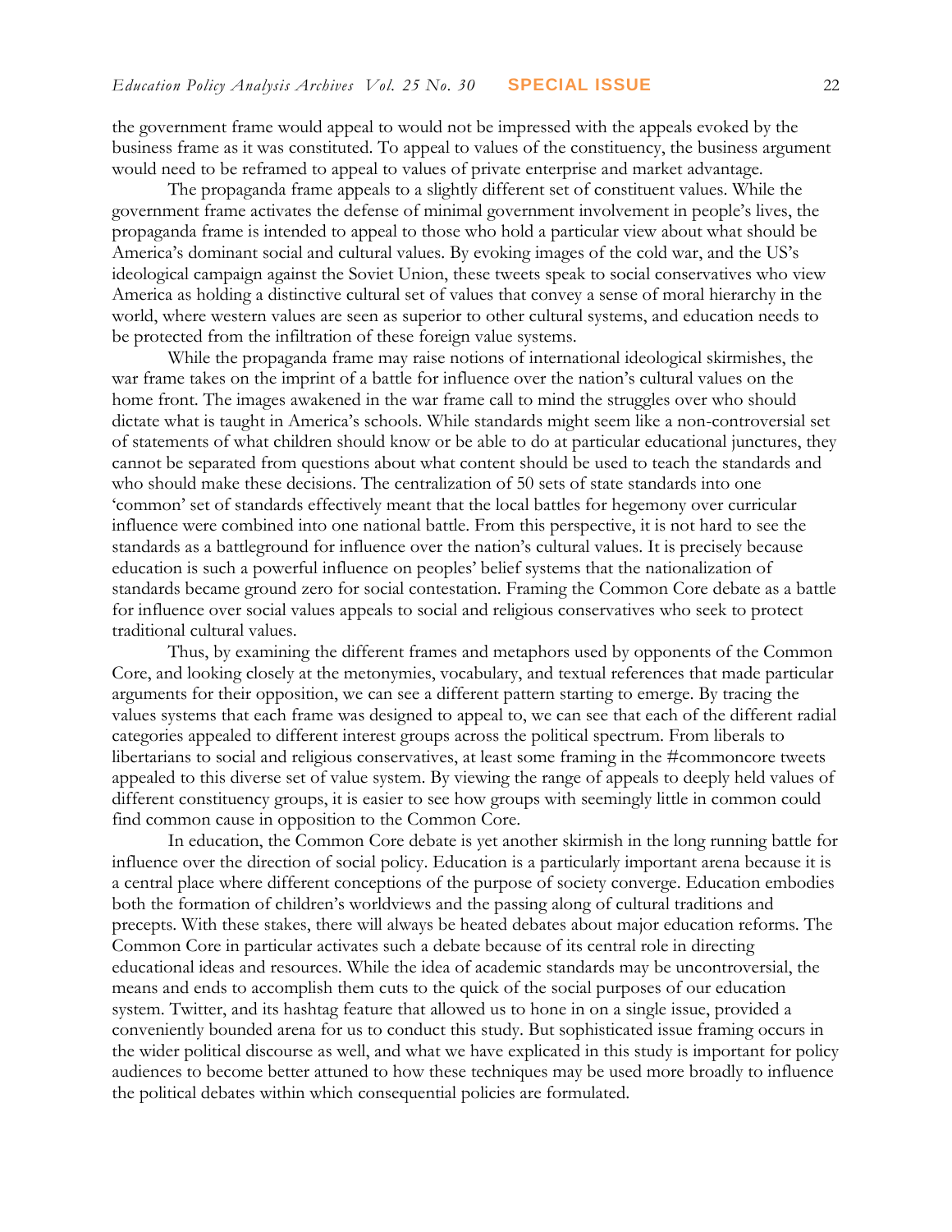the government frame would appeal to would not be impressed with the appeals evoked by the business frame as it was constituted. To appeal to values of the constituency, the business argument would need to be reframed to appeal to values of private enterprise and market advantage.

The propaganda frame appeals to a slightly different set of constituent values. While the government frame activates the defense of minimal government involvement in people's lives, the propaganda frame is intended to appeal to those who hold a particular view about what should be America's dominant social and cultural values. By evoking images of the cold war, and the US's ideological campaign against the Soviet Union, these tweets speak to social conservatives who view America as holding a distinctive cultural set of values that convey a sense of moral hierarchy in the world, where western values are seen as superior to other cultural systems, and education needs to be protected from the infiltration of these foreign value systems.

While the propaganda frame may raise notions of international ideological skirmishes, the war frame takes on the imprint of a battle for influence over the nation's cultural values on the home front. The images awakened in the war frame call to mind the struggles over who should dictate what is taught in America's schools. While standards might seem like a non-controversial set of statements of what children should know or be able to do at particular educational junctures, they cannot be separated from questions about what content should be used to teach the standards and who should make these decisions. The centralization of 50 sets of state standards into one 'common' set of standards effectively meant that the local battles for hegemony over curricular influence were combined into one national battle. From this perspective, it is not hard to see the standards as a battleground for influence over the nation's cultural values. It is precisely because education is such a powerful influence on peoples' belief systems that the nationalization of standards became ground zero for social contestation. Framing the Common Core debate as a battle for influence over social values appeals to social and religious conservatives who seek to protect traditional cultural values.

Thus, by examining the different frames and metaphors used by opponents of the Common Core, and looking closely at the metonymies, vocabulary, and textual references that made particular arguments for their opposition, we can see a different pattern starting to emerge. By tracing the values systems that each frame was designed to appeal to, we can see that each of the different radial categories appealed to different interest groups across the political spectrum. From liberals to libertarians to social and religious conservatives, at least some framing in the #commoncore tweets appealed to this diverse set of value system. By viewing the range of appeals to deeply held values of different constituency groups, it is easier to see how groups with seemingly little in common could find common cause in opposition to the Common Core.

In education, the Common Core debate is yet another skirmish in the long running battle for influence over the direction of social policy. Education is a particularly important arena because it is a central place where different conceptions of the purpose of society converge. Education embodies both the formation of children's worldviews and the passing along of cultural traditions and precepts. With these stakes, there will always be heated debates about major education reforms. The Common Core in particular activates such a debate because of its central role in directing educational ideas and resources. While the idea of academic standards may be uncontroversial, the means and ends to accomplish them cuts to the quick of the social purposes of our education system. Twitter, and its hashtag feature that allowed us to hone in on a single issue, provided a conveniently bounded arena for us to conduct this study. But sophisticated issue framing occurs in the wider political discourse as well, and what we have explicated in this study is important for policy audiences to become better attuned to how these techniques may be used more broadly to influence the political debates within which consequential policies are formulated.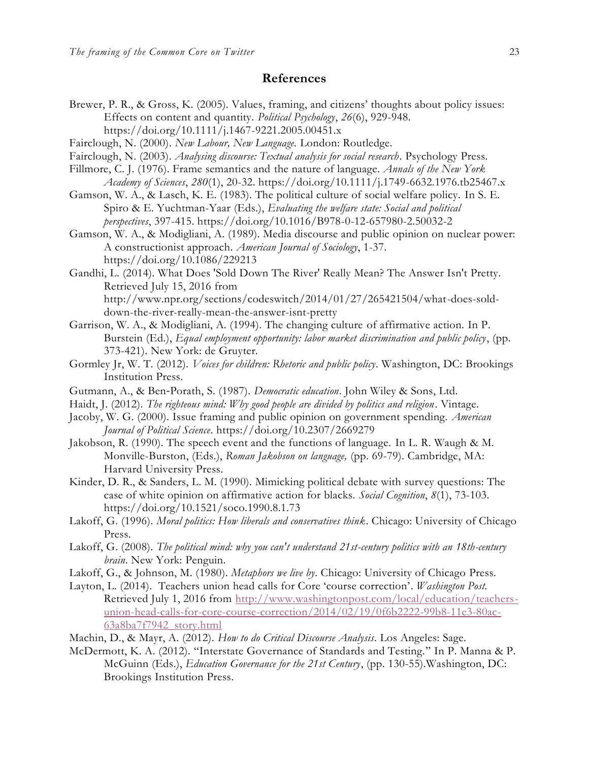## References

Brewer, P. R., & Gross, K. (2005). Values, framing, and citizens' thoughts about policy issues: Effects on content and quantity. *Political Psychology*, *26*(6), 929-948. https://doi.org/10.1111/j.1467-9221.2005.00451.x

Fairclough, N. (2000). *New Labour, New Language.* London: Routledge.

Fairclough, N. (2003). *Analysing discourse: Textual analysis for social research*. Psychology Press.

Fillmore, C. J. (1976). Frame semantics and the nature of language. *Annals of the New York Academy of Sciences*, *280*(1), 20-32. https://doi.org/10.1111/j.1749-6632.1976.tb25467.x

Gamson, W. A., & Lasch, K. E. (1983). The political culture of social welfare policy. In S. E. Spiro & E. Yuchtman-Yaar (Eds.), *Evaluating the welfare state: Social and political perspectives*, 397-415. https://doi.org/10.1016/B978-0-12-657980-2.50032-2

Gamson, W. A., & Modigliani, A. (1989). Media discourse and public opinion on nuclear power: A constructionist approach. *American Journal of Sociology*, 1-37. https://doi.org/10.1086/229213

Gandhi, L. (2014). What Does 'Sold Down The River' Really Mean? The Answer Isn't Pretty. Retrieved July 15, 2016 from http://www.npr.org/sections/codeswitch/2014/01/27/265421504/what-does-sold-down-the-river-really-mean-the-answer-isnt-pretty

Garrison, W. A., & Modigliani, A. (1994). The changing culture of affirmative action. In P. Burstein (Ed.), *Equal employment opportunity: labor market discrimination and public policy*, (pp. 373-421). New York: de Gruyter.

Gormley Jr, W. T. (2012). *Voices for children: Rhetoric and public policy*. Washington, DC: Brookings Institution Press.

Gutmann, A., & Ben-Porath, S. (1987). *Democratic education*. John Wiley & Sons, Ltd.

Haidt, J. (2012). *The righteous mind: Why good people are divided by politics and religion*. Vintage.

Jacoby, W. G. (2000). Issue framing and public opinion on government spending. *American Journal of Political Science*. https://doi.org/10.2307/2669279

Jakobson, R. (1990). The speech event and the functions of language. In L. R. Waugh & M. Monville-Burston, (Eds.), *Roman Jakobson on language,* (pp. 69-79). Cambridge, MA: Harvard University Press.

Kinder, D. R., & Sanders, L. M. (1990). Mimicking political debate with survey questions: The case of white opinion on affirmative action for blacks. *Social Cognition*, *8*(1), 73-103. https://doi.org/10.1521/soco.1990.8.1.73

Lakoff, G. (1996). *Moral politics: How liberals and conservatives think*. Chicago: University of Chicago Press.

Lakoff, G. (2008). *The political mind: why you can't understand 21st-century politics with an 18th-century brain*. New York: Penguin.

Lakoff, G., & Johnson, M. (1980). *Metaphors we live by*. Chicago: University of Chicago Press.

Layton, L. (2014). Teachers union head calls for Core 'course correction'. *Washington Post.* Retrieved July 1, 2016 from http://www.washingtonpost.com/local/education/teachers-union-head-calls-for-core-course-correction/2014/02/19/0f6b2222-99b8-11e3-80ac-63a8ba7f7942_story.html

Machin, D., & Mayr, A. (2012). *How to do Critical Discourse Analysis*. Los Angeles: Sage.

McDermott, K. A. (2012). "Interstate Governance of Standards and Testing." In P. Manna & P. McGuinn (Eds.), *Education Governance for the 21st Century*, (pp. 130-55).Washington, DC: Brookings Institution Press.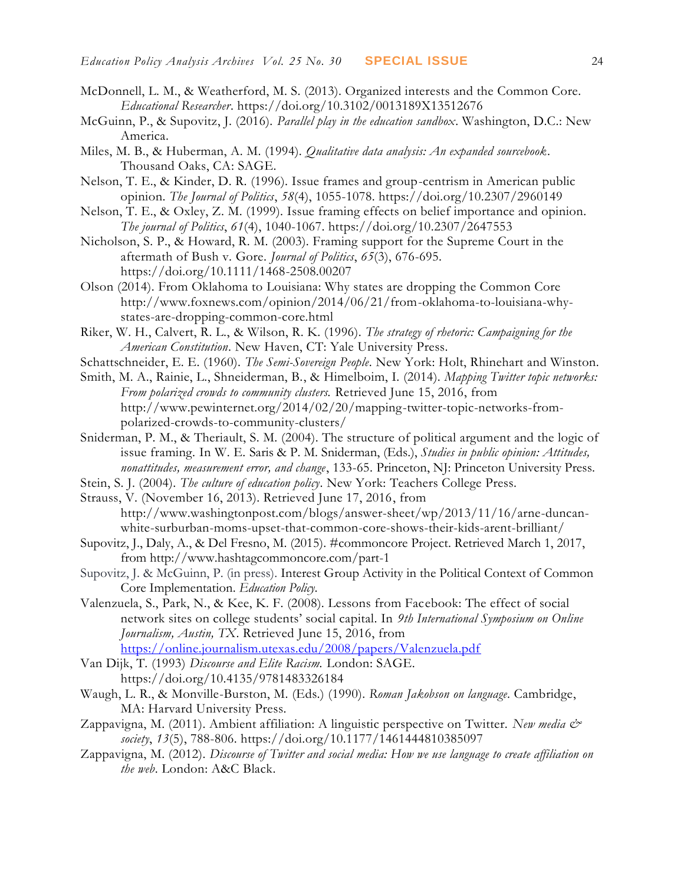McDonnell, L. M., & Weatherford, M. S. (2013). Organized interests and the Common Core. *Educational Researcher*. https://doi.org/10.3102/0013189X13512676

McGuinn, P., & Supovitz, J. (2016). *Parallel play in the education sandbox*. Washington, D.C.: New America.

Miles, M. B., & Huberman, A. M. (1994). *Qualitative data analysis: An expanded sourcebook*. Thousand Oaks, CA: SAGE.

Nelson, T. E., & Kinder, D. R. (1996). Issue frames and group-centrism in American public opinion. *The Journal of Politics*, *58*(4), 1055-1078. https://doi.org/10.2307/2960149

Nelson, T. E., & Oxley, Z. M. (1999). Issue framing effects on belief importance and opinion. *The journal of Politics*, *61*(4), 1040-1067. https://doi.org/10.2307/2647553

Nicholson, S. P., & Howard, R. M. (2003). Framing support for the Supreme Court in the aftermath of Bush v. Gore. *Journal of Politics*, *65*(3), 676-695. https://doi.org/10.1111/1468-2508.00207

Olson (2014). From Oklahoma to Louisiana: Why states are dropping the Common Core http://www.foxnews.com/opinion/2014/06/21/from-oklahoma-to-louisiana-why-states-are-dropping-common-core.html

Riker, W. H., Calvert, R. L., & Wilson, R. K. (1996). *The strategy of rhetoric: Campaigning for the American Constitution*. New Haven, CT: Yale University Press.

Schattschneider, E. E. (1960). *The Semi-Sovereign People*. New York: Holt, Rhinehart and Winston.

Smith, M. A., Rainie, L., Shneiderman, B., & Himelboim, I. (2014). *Mapping Twitter topic networks: From polarized crowds to community clusters.* Retrieved June 15, 2016, from http://www.pewinternet.org/2014/02/20/mapping-twitter-topic-networks-from-polarized-crowds-to-community-clusters/

Sniderman, P. M., & Theriault, S. M. (2004). The structure of political argument and the logic of issue framing. In W. E. Saris & P. M. Sniderman, (Eds.), *Studies in public opinion: Attitudes, nonattitudes, measurement error, and change*, 133-65. Princeton, NJ: Princeton University Press.

Stein, S. J. (2004). *The culture of education policy*. New York: Teachers College Press.

Strauss, V. (November 16, 2013). Retrieved June 17, 2016, from http://www.washingtonpost.com/blogs/answer-sheet/wp/2013/11/16/arne-duncan-white-surburban-moms-upset-that-common-core-shows-their-kids-arent-brilliant/

Supovitz, J., Daly, A., & Del Fresno, M. (2015). #commoncore Project. Retrieved March 1, 2017, from http://www.hashtagcommoncore.com/part-1

Supovitz, J. & McGuinn, P. (in press). Interest Group Activity in the Political Context of Common Core Implementation. *Education Policy.*

Valenzuela, S., Park, N., & Kee, K. F. (2008). Lessons from Facebook: The effect of social network sites on college students' social capital. In *9th International Symposium on Online Journalism, Austin, TX*. Retrieved June 15, 2016, from https://online.journalism.utexas.edu/2008/papers/Valenzuela.pdf

Van Dijk, T. (1993) *Discourse and Elite Racism.* London: SAGE. https://doi.org/10.4135/9781483326184

Waugh, L. R., & Monville-Burston, M. (Eds.) (1990). *Roman Jakobson on language*. Cambridge, MA: Harvard University Press.

Zappavigna, M. (2011). Ambient affiliation: A linguistic perspective on Twitter. *New media & society*, *13*(5), 788-806. https://doi.org/10.1177/1461444810385097

Zappavigna, M. (2012). *Discourse of Twitter and social media: How we use language to create affiliation on the web*. London: A&C Black.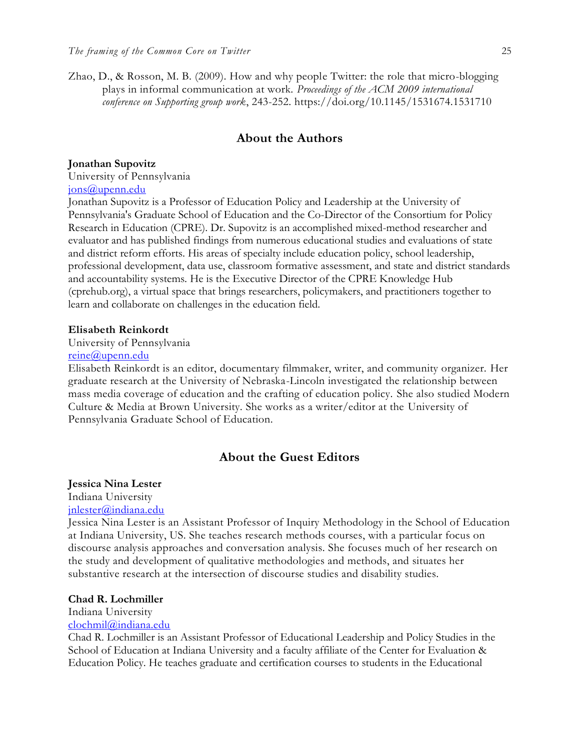Zhao, D., & Rosson, M. B. (2009). How and why people Twitter: the role that micro-blogging plays in informal communication at work. *Proceedings of the ACM 2009 international conference on Supporting group work*, 243-252. https://doi.org/10.1145/1531674.1531710

## About the Authors

**Jonathan Supovitz**
University of Pennsylvania
jons@upenn.edu
Jonathan Supovitz is a Professor of Education Policy and Leadership at the University of Pennsylvania's Graduate School of Education and the Co-Director of the Consortium for Policy Research in Education (CPRE). Dr. Supovitz is an accomplished mixed-method researcher and evaluator and has published findings from numerous educational studies and evaluations of state and district reform efforts. His areas of specialty include education policy, school leadership, professional development, data use, classroom formative assessment, and state and district standards and accountability systems. He is the Executive Director of the CPRE Knowledge Hub (cprehub.org), a virtual space that brings researchers, policymakers, and practitioners together to learn and collaborate on challenges in the education field.

**Elisabeth Reinkordt**
University of Pennsylvania
reine@upenn.edu
Elisabeth Reinkordt is an editor, documentary filmmaker, writer, and community organizer. Her graduate research at the University of Nebraska-Lincoln investigated the relationship between mass media coverage of education and the crafting of education policy. She also studied Modern Culture & Media at Brown University. She works as a writer/editor at the University of Pennsylvania Graduate School of Education.

## About the Guest Editors

**Jessica Nina Lester**
Indiana University
jnlester@indiana.edu
Jessica Nina Lester is an Assistant Professor of Inquiry Methodology in the School of Education at Indiana University, US. She teaches research methods courses, with a particular focus on discourse analysis approaches and conversation analysis. She focuses much of her research on the study and development of qualitative methodologies and methods, and situates her substantive research at the intersection of discourse studies and disability studies.

**Chad R. Lochmiller**
Indiana University
clochmil@indiana.edu
Chad R. Lochmiller is an Assistant Professor of Educational Leadership and Policy Studies in the School of Education at Indiana University and a faculty affiliate of the Center for Evaluation & Education Policy. He teaches graduate and certification courses to students in the Educational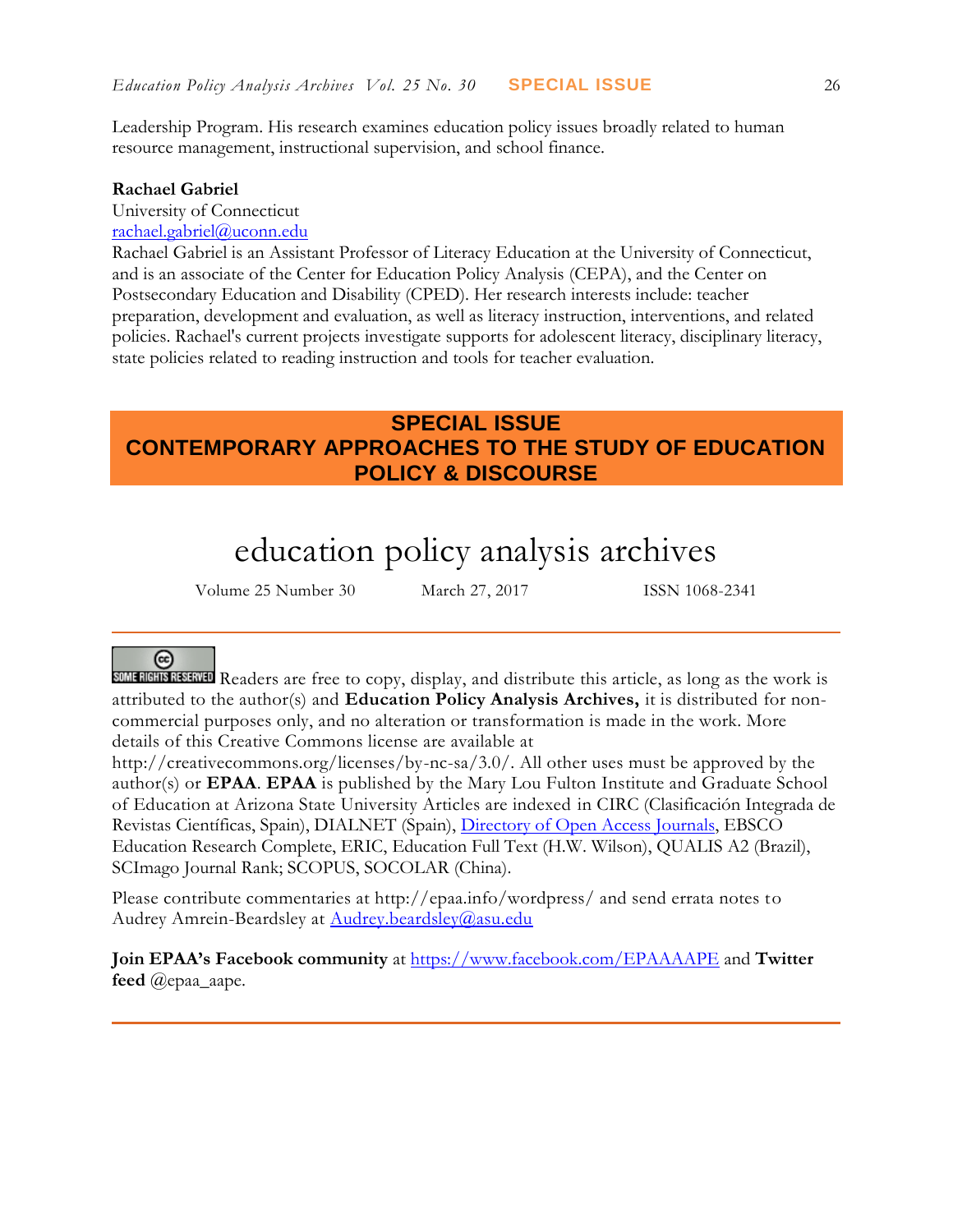Leadership Program. His research examines education policy issues broadly related to human resource management, instructional supervision, and school finance.

**Rachael Gabriel**
University of Connecticut
rachael.gabriel@uconn.edu
Rachael Gabriel is an Assistant Professor of Literacy Education at the University of Connecticut, and is an associate of the Center for Education Policy Analysis (CEPA), and the Center on Postsecondary Education and Disability (CPED). Her research interests include: teacher preparation, development and evaluation, as well as literacy instruction, interventions, and related policies. Rachael's current projects investigate supports for adolescent literacy, disciplinary literacy, state policies related to reading instruction and tools for teacher evaluation.

## SPECIAL ISSUE
## CONTEMPORARY APPROACHES TO THE STUDY OF EDUCATION POLICY & DISCOURSE

# education policy analysis archives

Volume 25 Number 30 March 27, 2017 ISSN 1068-2341

---

SOME RIGHTS RESERVED Readers are free to copy, display, and distribute this article, as long as the work is attributed to the author(s) and **Education Policy Analysis Archives,** it is distributed for non-commercial purposes only, and no alteration or transformation is made in the work. More details of this Creative Commons license are available at http://creativecommons.org/licenses/by-nc-sa/3.0/. All other uses must be approved by the author(s) or **EPAA**. **EPAA** is published by the Mary Lou Fulton Institute and Graduate School of Education at Arizona State University Articles are indexed in CIRC (Clasificación Integrada de Revistas Científicas, Spain), DIALNET (Spain), Directory of Open Access Journals, EBSCO Education Research Complete, ERIC, Education Full Text (H.W. Wilson), QUALIS A2 (Brazil), SCImago Journal Rank; SCOPUS, SOCOLAR (China).

Please contribute commentaries at http://epaa.info/wordpress/ and send errata notes to Audrey Amrein-Beardsley at Audrey.beardsley@asu.edu

**Join EPAA's Facebook community** at https://www.facebook.com/EPAAAAPE and **Twitter feed** @epaa_aape.

---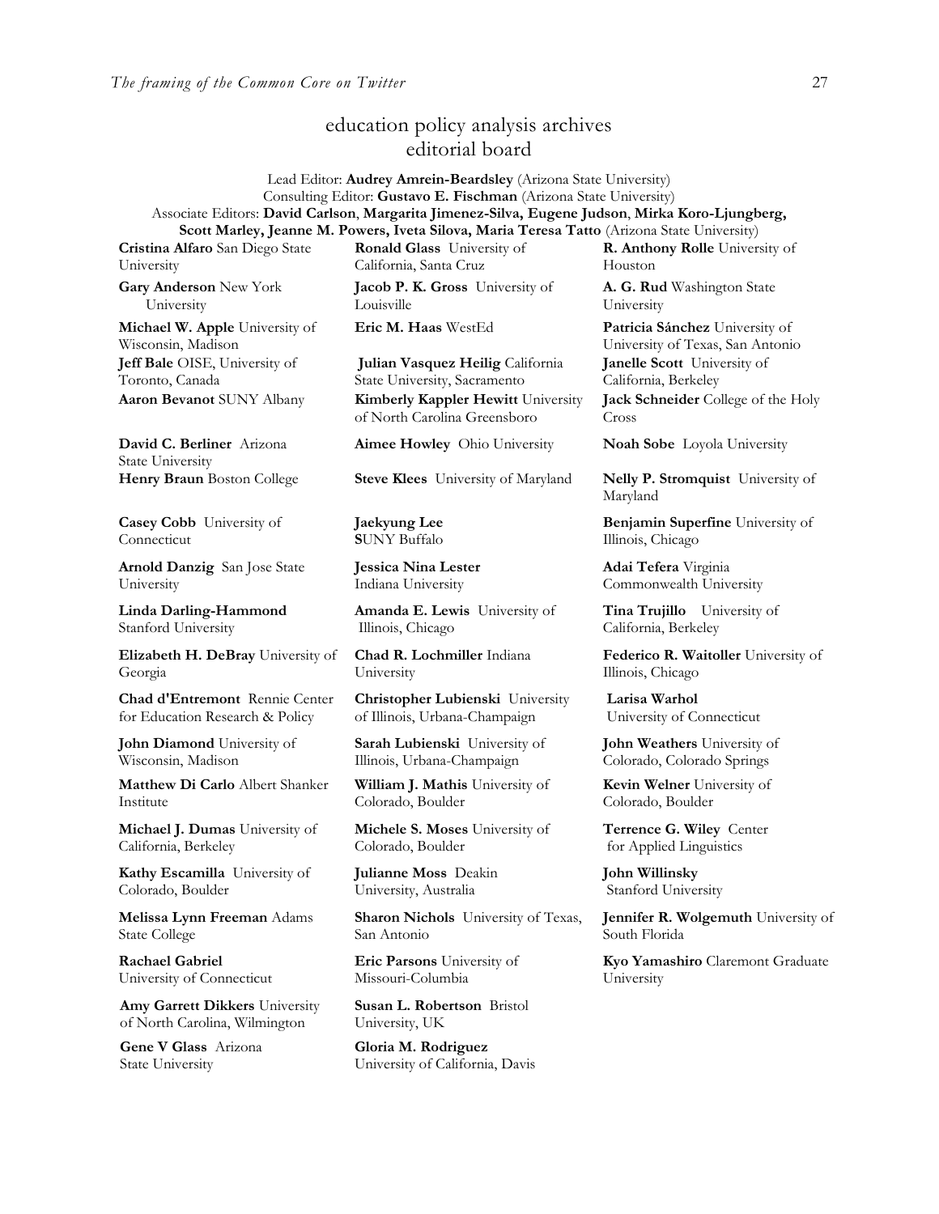# education policy analysis archives
## editorial board

Lead Editor: **Audrey Amrein-Beardsley** (Arizona State University)
Consulting Editor: **Gustavo E. Fischman** (Arizona State University)
Associate Editors: **David Carlson**, **Margarita Jimenez-Silva, Eugene Judson**, **Mirka Koro-Ljungberg, Scott Marley, Jeanne M. Powers, Iveta Silova, Maria Teresa Tatto** (Arizona State University)

**Cristina Alfaro** San Diego State University

**Gary Anderson** New York University

**Michael W. Apple** University of Wisconsin, Madison

**Jeff Bale** OISE, University of Toronto, Canada

**Aaron Bevanot** SUNY Albany

**David C. Berliner** Arizona State University

**Henry Braun** Boston College

**Casey Cobb** University of Connecticut

**Arnold Danzig** San Jose State University

**Linda Darling-Hammond** Stanford University

**Elizabeth H. DeBray** University of Georgia

**Chad d'Entremont** Rennie Center for Education Research & Policy

**John Diamond** University of Wisconsin, Madison

**Matthew Di Carlo** Albert Shanker Institute

**Michael J. Dumas** University of California, Berkeley

**Kathy Escamilla** University of Colorado, Boulder

**Melissa Lynn Freeman** Adams State College

**Rachael Gabriel** University of Connecticut

**Amy Garrett Dikkers** University of North Carolina, Wilmington

**Gene V Glass** Arizona State University

**Ronald Glass** University of California, Santa Cruz

**Jacob P. K. Gross** University of Louisville

**Eric M. Haas** WestEd

**Julian Vasquez Heilig** California State University, Sacramento

**Kimberly Kappler Hewitt** University of North Carolina Greensboro

**Aimee Howley** Ohio University

**Steve Klees** University of Maryland

**Jaekyung Lee** SUNY Buffalo

**Jessica Nina Lester** Indiana University

**Amanda E. Lewis** University of Illinois, Chicago

**Chad R. Lochmiller** Indiana University

**Christopher Lubienski** University of Illinois, Urbana-Champaign

**Sarah Lubienski** University of Illinois, Urbana-Champaign

**William J. Mathis** University of Colorado, Boulder

**Michele S. Moses** University of Colorado, Boulder

**Julianne Moss** Deakin University, Australia

**Sharon Nichols** University of Texas, San Antonio

**Eric Parsons** University of Missouri-Columbia

**Susan L. Robertson** Bristol University, UK

**Gloria M. Rodriguez** University of California, Davis

**R. Anthony Rolle** University of Houston

**A. G. Rud** Washington State University

**Patricia Sánchez** University of University of Texas, San Antonio

**Janelle Scott** University of California, Berkeley

**Jack Schneider** College of the Holy Cross

**Noah Sobe** Loyola University

**Nelly P. Stromquist** University of Maryland

**Benjamin Superfine** University of Illinois, Chicago

**Adai Tefera** Virginia Commonwealth University

**Tina Trujillo** University of California, Berkeley

**Federico R. Waitoller** University of Illinois, Chicago

**Larisa Warhol** University of Connecticut

**John Weathers** University of Colorado, Colorado Springs

**Kevin Welner** University of Colorado, Boulder

**Terrence G. Wiley** Center for Applied Linguistics

**John Willinsky** Stanford University

**Jennifer R. Wolgemuth** University of South Florida

**Kyo Yamashiro** Claremont Graduate University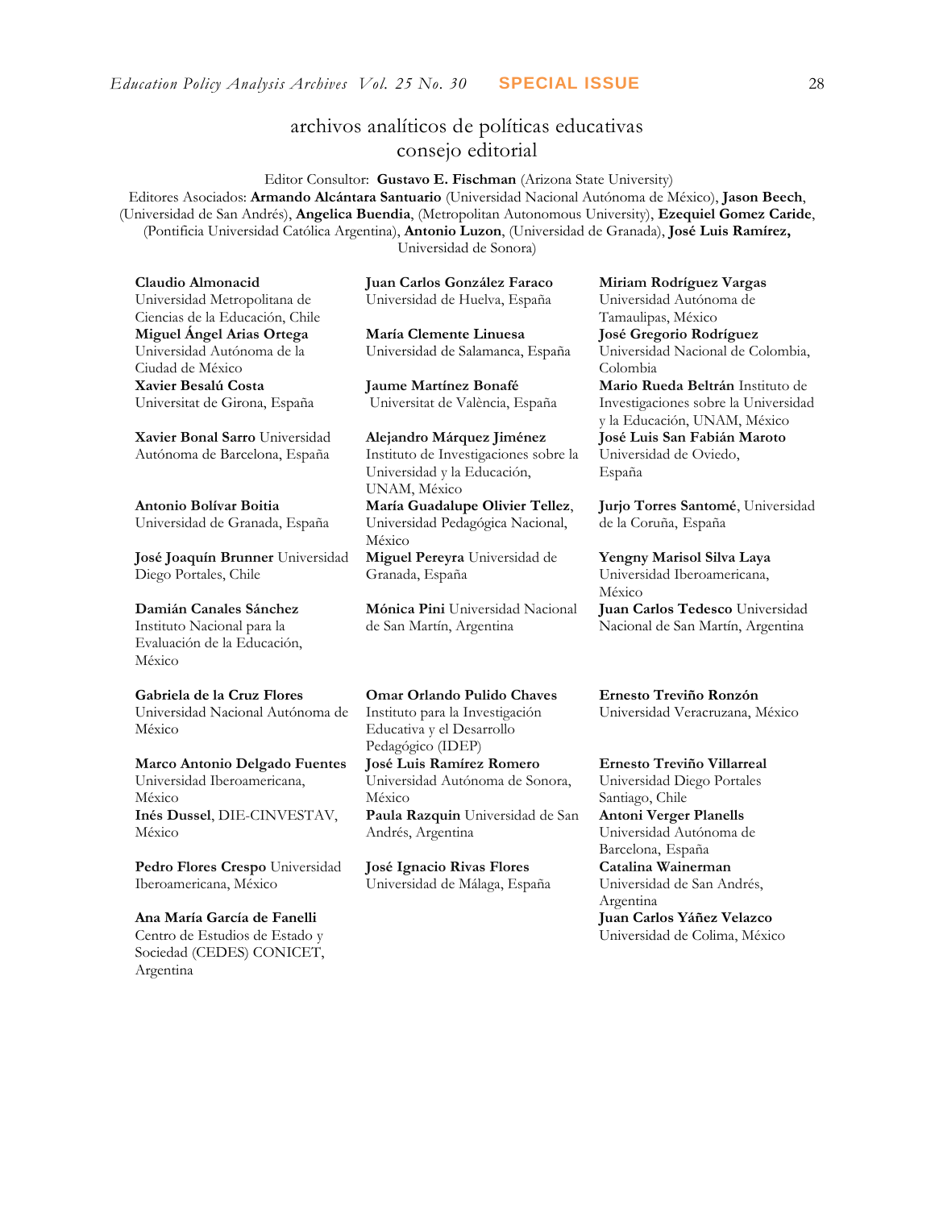# archivos analíticos de políticas educativas
## consejo editorial

Editor Consultor: **Gustavo E. Fischman** (Arizona State University)

Editores Asociados: **Armando Alcántara Santuario** (Universidad Nacional Autónoma de México), **Jason Beech**, (Universidad de San Andrés), **Angelica Buendia**, (Metropolitan Autonomous University), **Ezequiel Gomez Caride**, (Pontificia Universidad Católica Argentina), **Antonio Luzon**, (Universidad de Granada), **José Luis Ramírez,** Universidad de Sonora)

**Claudio Almonacid** Universidad Metropolitana de Ciencias de la Educación, Chile

**Miguel Ángel Arias Ortega** Universidad Autónoma de la Ciudad de México

**Xavier Besalú Costa** Universitat de Girona, España

**Xavier Bonal Sarro** Universidad Autónoma de Barcelona, España

**Antonio Bolívar Boitia** Universidad de Granada, España

**José Joaquín Brunner** Universidad Diego Portales, Chile

**Damián Canales Sánchez** Instituto Nacional para la Evaluación de la Educación, México

**Gabriela de la Cruz Flores** Universidad Nacional Autónoma de México

**Marco Antonio Delgado Fuentes** Universidad Iberoamericana, México

**Inés Dussel**, DIE-CINVESTAV, México

**Pedro Flores Crespo** Universidad Iberoamericana, México

**Ana María García de Fanelli** Centro de Estudios de Estado y Sociedad (CEDES) CONICET, Argentina

**Juan Carlos González Faraco** Universidad de Huelva, España

**María Clemente Linuesa** Universidad de Salamanca, España

**Jaume Martínez Bonafé** Universitat de València, España

**Alejandro Márquez Jiménez** Instituto de Investigaciones sobre la Universidad y la Educación, UNAM, México

**María Guadalupe Olivier Tellez**, Universidad Pedagógica Nacional, México

**Miguel Pereyra** Universidad de Granada, España

**Mónica Pini** Universidad Nacional de San Martín, Argentina

**Omar Orlando Pulido Chaves** Instituto para la Investigación Educativa y el Desarrollo Pedagógico (IDEP)

**José Luis Ramírez Romero** Universidad Autónoma de Sonora, México

**Paula Razquin** Universidad de San Andrés, Argentina

**José Ignacio Rivas Flores** Universidad de Málaga, España

**Miriam Rodríguez Vargas** Universidad Autónoma de Tamaulipas, México

**José Gregorio Rodríguez** Universidad Nacional de Colombia, Colombia

**Mario Rueda Beltrán** Instituto de Investigaciones sobre la Universidad y la Educación, UNAM, México

**José Luis San Fabián Maroto** Universidad de Oviedo, España

**Jurjo Torres Santomé**, Universidad de la Coruña, España

**Yengny Marisol Silva Laya** Universidad Iberoamericana, México

**Juan Carlos Tedesco** Universidad Nacional de San Martín, Argentina

**Ernesto Treviño Ronzón** Universidad Veracruzana, México

**Ernesto Treviño Villarreal** Universidad Diego Portales Santiago, Chile

**Antoni Verger Planells** Universidad Autónoma de Barcelona, España

**Catalina Wainerman** Universidad de San Andrés, Argentina

**Juan Carlos Yáñez Velazco** Universidad de Colima, México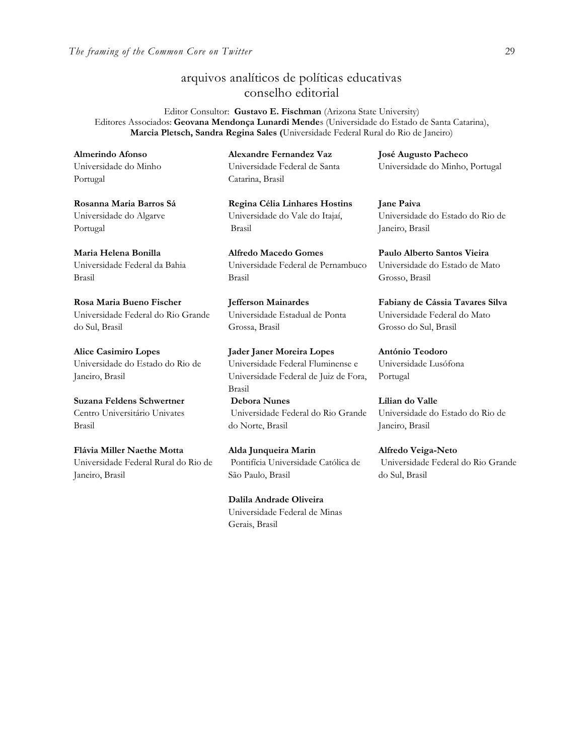# arquivos analíticos de políticas educativas conselho editorial

Editor Consultor: **Gustavo E. Fischman** (Arizona State University)
Editores Associados: **Geovana Mendonça Lunardi Mende**s (Universidade do Estado de Santa Catarina), **Marcia Pletsch, Sandra Regina Sales (**Universidade Federal Rural do Rio de Janeiro)

**Almerindo Afonso**
Universidade do Minho
Portugal

**Rosanna Maria Barros Sá**
Universidade do Algarve
Portugal

**Maria Helena Bonilla**
Universidade Federal da Bahia
Brasil

**Rosa Maria Bueno Fischer**
Universidade Federal do Rio Grande do Sul, Brasil

**Alice Casimiro Lopes**
Universidade do Estado do Rio de Janeiro, Brasil

**Suzana Feldens Schwertner**
Centro Universitário Univates
Brasil

**Flávia Miller Naethe Motta**
Universidade Federal Rural do Rio de Janeiro, Brasil

**Alexandre Fernandez Vaz**
Universidade Federal de Santa Catarina, Brasil

**Regina Célia Linhares Hostins**
Universidade do Vale do Itajaí, Brasil

**Alfredo Macedo Gomes**
Universidade Federal de Pernambuco
Brasil

**Jefferson Mainardes**
Universidade Estadual de Ponta Grossa, Brasil

**Jader Janer Moreira Lopes**
Universidade Federal Fluminense e Universidade Federal de Juiz de Fora, Brasil

**Debora Nunes**
Universidade Federal do Rio Grande do Norte, Brasil

**Alda Junqueira Marin**
Pontifícia Universidade Católica de São Paulo, Brasil

**Dalila Andrade Oliveira**
Universidade Federal de Minas Gerais, Brasil

**José Augusto Pacheco**
Universidade do Minho, Portugal

**Jane Paiva**
Universidade do Estado do Rio de Janeiro, Brasil

**Paulo Alberto Santos Vieira**
Universidade do Estado de Mato Grosso, Brasil

**Fabiany de Cássia Tavares Silva**
Universidade Federal do Mato Grosso do Sul, Brasil

**António Teodoro**
Universidade Lusófona
Portugal

**Lílian do Valle**
Universidade do Estado do Rio de Janeiro, Brasil

**Alfredo Veiga-Neto**
Universidade Federal do Rio Grande do Sul, Brasil